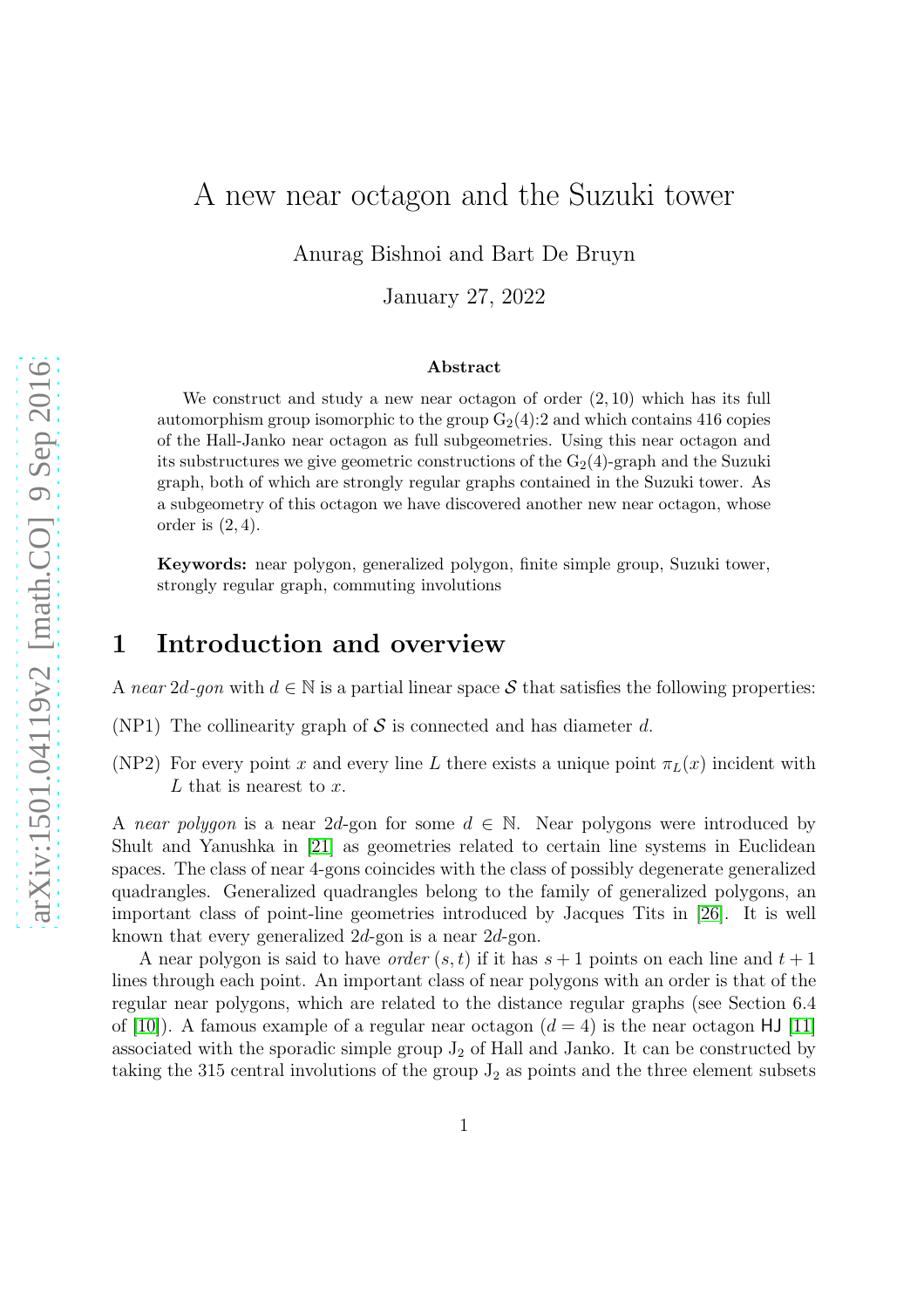# A new near octagon and the Suzuki tower

Anurag Bishnoi and Bart De Bruyn

January 27, 2022

### Abstract

We construct and study a new near octagon of order $(2, 10)$ which has its full automorphism group isomorphic to the group $G_2(4){:}2$ and which contains 416 copies of the Hall-Janko near octagon as full subgeometries. Using this near octagon and its substructures we give geometric constructions of the $G_2(4)$-graph and the Suzuki graph, both of which are strongly regular graphs contained in the Suzuki tower. As a subgeometry of this octagon we have discovered another new near octagon, whose order is $(2, 4)$.

**Keywords:** near polygon, generalized polygon, finite simple group, Suzuki tower, strongly regular graph, commuting involutions

## 1 Introduction and overview

A *near 2d-gon* with $d \in \mathbb{N}$ is a partial linear space $\mathcal{S}$ that satisfies the following properties:

(NP1) The collinearity graph of $\mathcal{S}$ is connected and has diameter $d$.

(NP2) For every point $x$ and every line $L$ there exists a unique point $\pi_L(x)$ incident with $L$ that is nearest to $x$.

A *near polygon* is a near $2d$-gon for some $d \in \mathbb{N}$. Near polygons were introduced by Shult and Yanushka in [21] as geometries related to certain line systems in Euclidean spaces. The class of near 4-gons coincides with the class of possibly degenerate generalized quadrangles. Generalized quadrangles belong to the family of generalized polygons, an important class of point-line geometries introduced by Jacques Tits in [26]. It is well known that every generalized $2d$-gon is a near $2d$-gon.

A near polygon is said to have *order* $(s, t)$ if it has $s + 1$ points on each line and $t + 1$ lines through each point. An important class of near polygons with an order is that of the regular near polygons, which are related to the distance regular graphs (see Section 6.4 of [10]). A famous example of a regular near octagon ($d = 4$) is the near octagon HJ [11] associated with the sporadic simple group $J_2$ of Hall and Janko. It can be constructed by taking the 315 central involutions of the group $J_2$ as points and the three element subsets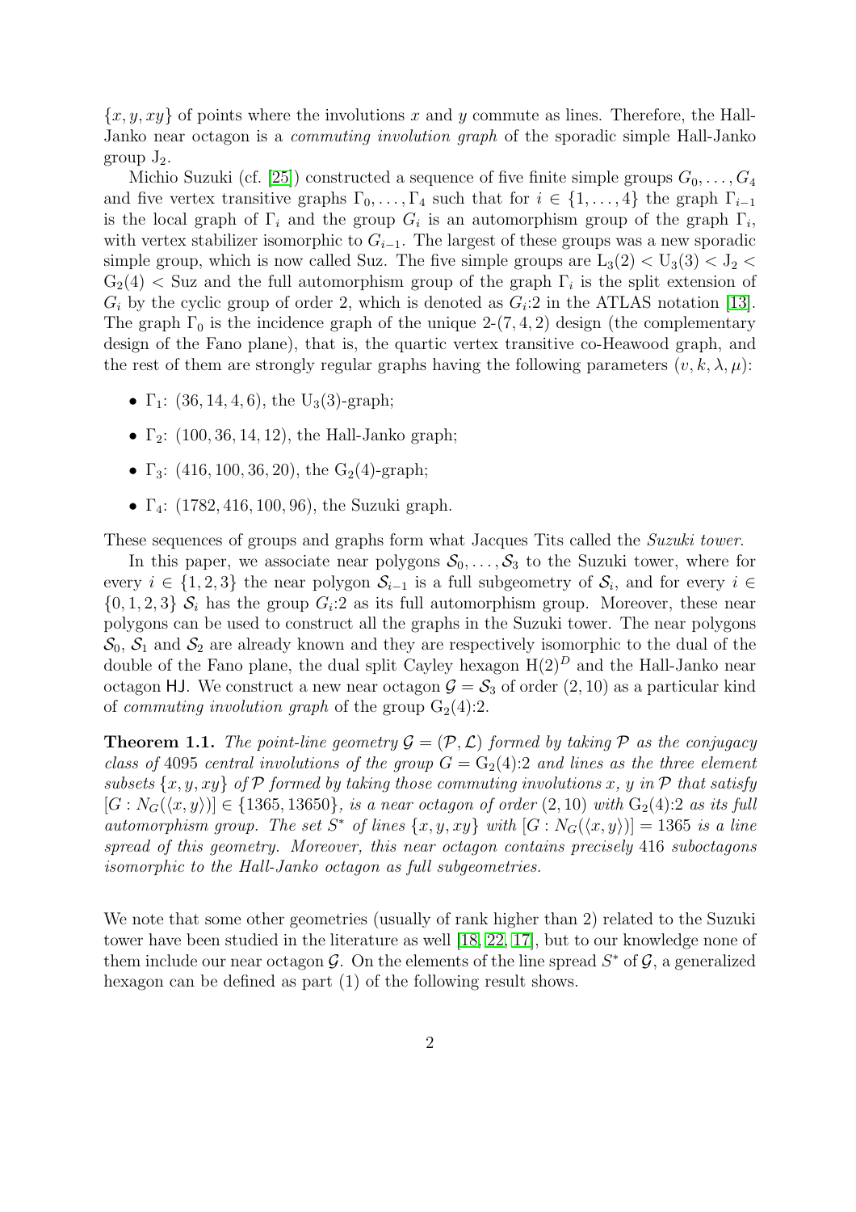$\{x, y, xy\}$ of points where the involutions $x$ and $y$ commute as lines. Therefore, the Hall-Janko near octagon is a *commuting involution graph* of the sporadic simple Hall-Janko group $J_2$.

Michio Suzuki (cf. [25]) constructed a sequence of five finite simple groups $G_0, \dots, G_4$ and five vertex transitive graphs $\Gamma_0, \dots, \Gamma_4$ such that for $i \in \{1, \dots, 4\}$ the graph $\Gamma_{i-1}$ is the local graph of $\Gamma_i$ and the group $G_i$ is an automorphism group of the graph $\Gamma_i$, with vertex stabilizer isomorphic to $G_{i-1}$. The largest of these groups was a new sporadic simple group, which is now called Suz. The five simple groups are $L_3(2) < U_3(3) < J_2 < G_2(4) <$ Suz and the full automorphism group of the graph $\Gamma_i$ is the split extension of $G_i$ by the cyclic group of order 2, which is denoted as $G_i{:}2$ in the ATLAS notation [13]. The graph $\Gamma_0$ is the incidence graph of the unique 2-$(7, 4, 2)$ design (the complementary design of the Fano plane), that is, the quartic vertex transitive co-Heawood graph, and the rest of them are strongly regular graphs having the following parameters $(v, k, \lambda, \mu)$:

- $\Gamma_1$: $(36, 14, 4, 6)$, the $U_3(3)$-graph;
- $\Gamma_2$: $(100, 36, 14, 12)$, the Hall-Janko graph;
- $\Gamma_3$: $(416, 100, 36, 20)$, the $G_2(4)$-graph;
- $\Gamma_4$: $(1782, 416, 100, 96)$, the Suzuki graph.

These sequences of groups and graphs form what Jacques Tits called the *Suzuki tower*.

In this paper, we associate near polygons $\mathcal{S}_0, \dots, \mathcal{S}_3$ to the Suzuki tower, where for every $i \in \{1, 2, 3\}$ the near polygon $\mathcal{S}_{i-1}$ is a full subgeometry of $\mathcal{S}_i$, and for every $i \in \{0, 1, 2, 3\}$ $\mathcal{S}_i$ has the group $G_i{:}2$ as its full automorphism group. Moreover, these near polygons can be used to construct all the graphs in the Suzuki tower. The near polygons $\mathcal{S}_0$, $\mathcal{S}_1$ and $\mathcal{S}_2$ are already known and they are respectively isomorphic to the dual of the double of the Fano plane, the dual split Cayley hexagon $H(2)^D$ and the Hall-Janko near octagon HJ. We construct a new near octagon $\mathcal{G} = \mathcal{S}_3$ of order $(2, 10)$ as a particular kind of *commuting involution graph* of the group $G_2(4){:}2$.

**Theorem 1.1.** *The point-line geometry $\mathcal{G} = (\mathcal{P}, \mathcal{L})$ formed by taking $\mathcal{P}$ as the conjugacy class of 4095 central involutions of the group $G = G_2(4){:}2$ and lines as the three element subsets $\{x, y, xy\}$ of $\mathcal{P}$ formed by taking those commuting involutions $x$, $y$ in $\mathcal{P}$ that satisfy $[G : N_G(\langle x, y\rangle)] \in \{1365, 13650\}$, is a near octagon of order $(2, 10)$ with $G_2(4){:}2$ as its full automorphism group. The set $S^*$ of lines $\{x, y, xy\}$ with $[G : N_G(\langle x, y\rangle)] = 1365$ is a line spread of this geometry. Moreover, this near octagon contains precisely 416 suboctagons isomorphic to the Hall-Janko octagon as full subgeometries.*

We note that some other geometries (usually of rank higher than 2) related to the Suzuki tower have been studied in the literature as well [18, 22, 17], but to our knowledge none of them include our near octagon $\mathcal{G}$. On the elements of the line spread $S^*$ of $\mathcal{G}$, a generalized hexagon can be defined as part (1) of the following result shows.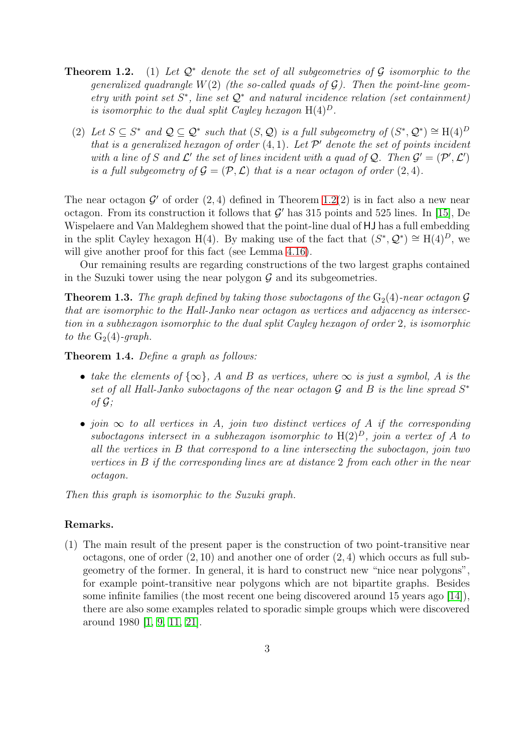**Theorem 1.2.** (1) *Let $\mathcal{Q}^*$ denote the set of all subgeometries of $\mathcal{G}$ isomorphic to the generalized quadrangle $W(2)$ (the so-called quads of $\mathcal{G}$). Then the point-line geometry with point set $S^*$, line set $\mathcal{Q}^*$ and natural incidence relation (set containment) is isomorphic to the dual split Cayley hexagon $\mathrm{H}(4)^D$.*

(2) *Let $S \subseteq S^*$ and $\mathcal{Q} \subseteq \mathcal{Q}^*$ such that $(S, \mathcal{Q})$ is a full subgeometry of $(S^*, \mathcal{Q}^*) \cong \mathrm{H}(4)^D$ that is a generalized hexagon of order $(4, 1)$. Let $\mathcal{P}'$ denote the set of points incident with a line of $S$ and $\mathcal{L}'$ the set of lines incident with a quad of $\mathcal{Q}$. Then $\mathcal{G}' = (\mathcal{P}', \mathcal{L}')$ is a full subgeometry of $\mathcal{G} = (\mathcal{P}, \mathcal{L})$ that is a near octagon of order $(2, 4)$.*

The near octagon $\mathcal{G}'$ of order $(2, 4)$ defined in Theorem 1.2(2) is in fact also a new near octagon. From its construction it follows that $\mathcal{G}'$ has 315 points and 525 lines. In [15], De Wispelaere and Van Maldeghem showed that the point-line dual of HJ has a full embedding in the split Cayley hexagon $\mathrm{H}(4)$. By making use of the fact that $(S^*, \mathcal{Q}^*) \cong \mathrm{H}(4)^D$, we will give another proof for this fact (see Lemma 4.16).

Our remaining results are regarding constructions of the two largest graphs contained in the Suzuki tower using the near polygon $\mathcal{G}$ and its subgeometries.

**Theorem 1.3.** *The graph defined by taking those suboctagons of the $\mathrm{G}_2(4)$-near octagon $\mathcal{G}$ that are isomorphic to the Hall-Janko near octagon as vertices and adjacency as intersection in a subhexagon isomorphic to the dual split Cayley hexagon of order 2, is isomorphic to the $\mathrm{G}_2(4)$-graph.*

**Theorem 1.4.** *Define a graph as follows:*

- *take the elements of $\{\infty\}$, $A$ and $B$ as vertices, where $\infty$ is just a symbol, $A$ is the set of all Hall-Janko suboctagons of the near octagon $\mathcal{G}$ and $B$ is the line spread $S^*$ of $\mathcal{G}$;*
- *join $\infty$ to all vertices in $A$, join two distinct vertices of $A$ if the corresponding suboctagons intersect in a subhexagon isomorphic to $\mathrm{H}(2)^D$, join a vertex of $A$ to all the vertices in $B$ that correspond to a line intersecting the suboctagon, join two vertices in $B$ if the corresponding lines are at distance 2 from each other in the near octagon.*

*Then this graph is isomorphic to the Suzuki graph.*

**Remarks.**

(1) The main result of the present paper is the construction of two point-transitive near octagons, one of order $(2, 10)$ and another one of order $(2, 4)$ which occurs as full subgeometry of the former. In general, it is hard to construct new "nice near polygons", for example point-transitive near polygons which are not bipartite graphs. Besides some infinite families (the most recent one being discovered around 15 years ago [14]), there are also some examples related to sporadic simple groups which were discovered around 1980 [1, 9, 11, 21].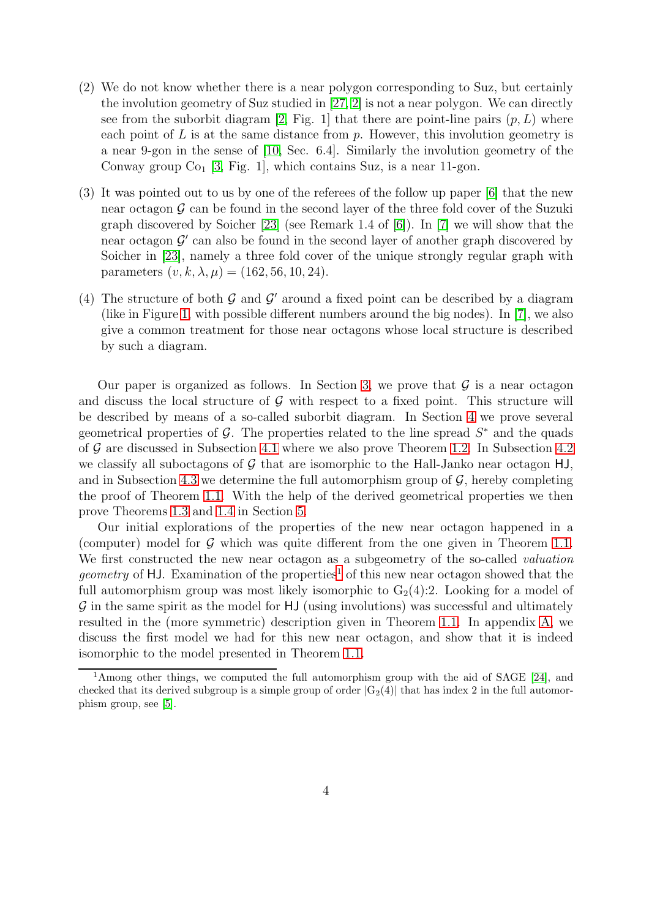(2) We do not know whether there is a near polygon corresponding to Suz, but certainly the involution geometry of Suz studied in [27, 2] is not a near polygon. We can directly see from the suborbit diagram [2, Fig. 1] that there are point-line pairs $(p, L)$ where each point of $L$ is at the same distance from $p$. However, this involution geometry is a near 9-gon in the sense of [10, Sec. 6.4]. Similarly the involution geometry of the Conway group $\mathrm{Co}_1$ [3, Fig. 1], which contains Suz, is a near 11-gon.

(3) It was pointed out to us by one of the referees of the follow up paper [6] that the new near octagon $\mathcal{G}$ can be found in the second layer of the three fold cover of the Suzuki graph discovered by Soicher [23] (see Remark 1.4 of [6]). In [7] we will show that the near octagon $\mathcal{G}'$ can also be found in the second layer of another graph discovered by Soicher in [23], namely a three fold cover of the unique strongly regular graph with parameters $(v, k, \lambda, \mu) = (162, 56, 10, 24)$.

(4) The structure of both $\mathcal{G}$ and $\mathcal{G}'$ around a fixed point can be described by a diagram (like in Figure 1, with possible different numbers around the big nodes). In [7], we also give a common treatment for those near octagons whose local structure is described by such a diagram.

Our paper is organized as follows. In Section 3, we prove that $\mathcal{G}$ is a near octagon and discuss the local structure of $\mathcal{G}$ with respect to a fixed point. This structure will be described by means of a so-called suborbit diagram. In Section 4 we prove several geometrical properties of $\mathcal{G}$. The properties related to the line spread $S^*$ and the quads of $\mathcal{G}$ are discussed in Subsection 4.1 where we also prove Theorem 1.2. In Subsection 4.2 we classify all suboctagons of $\mathcal{G}$ that are isomorphic to the Hall-Janko near octagon $\mathsf{HJ}$, and in Subsection 4.3 we determine the full automorphism group of $\mathcal{G}$, hereby completing the proof of Theorem 1.1. With the help of the derived geometrical properties we then prove Theorems 1.3 and 1.4 in Section 5.

Our initial explorations of the properties of the new near octagon happened in a (computer) model for $\mathcal{G}$ which was quite different from the one given in Theorem 1.1. We first constructed the new near octagon as a subgeometry of the so-called *valuation geometry* of $\mathsf{HJ}$. Examination of the properties[1] of this new near octagon showed that the full automorphism group was most likely isomorphic to $\mathrm{G}_2(4){:}2$. Looking for a model of $\mathcal{G}$ in the same spirit as the model for $\mathsf{HJ}$ (using involutions) was successful and ultimately resulted in the (more symmetric) description given in Theorem 1.1. In appendix A, we discuss the first model we had for this new near octagon, and show that it is indeed isomorphic to the model presented in Theorem 1.1.

[1] Among other things, we computed the full automorphism group with the aid of SAGE [24], and checked that its derived subgroup is a simple group of order $|\mathrm{G}_2(4)|$ that has index 2 in the full automorphism group, see [5].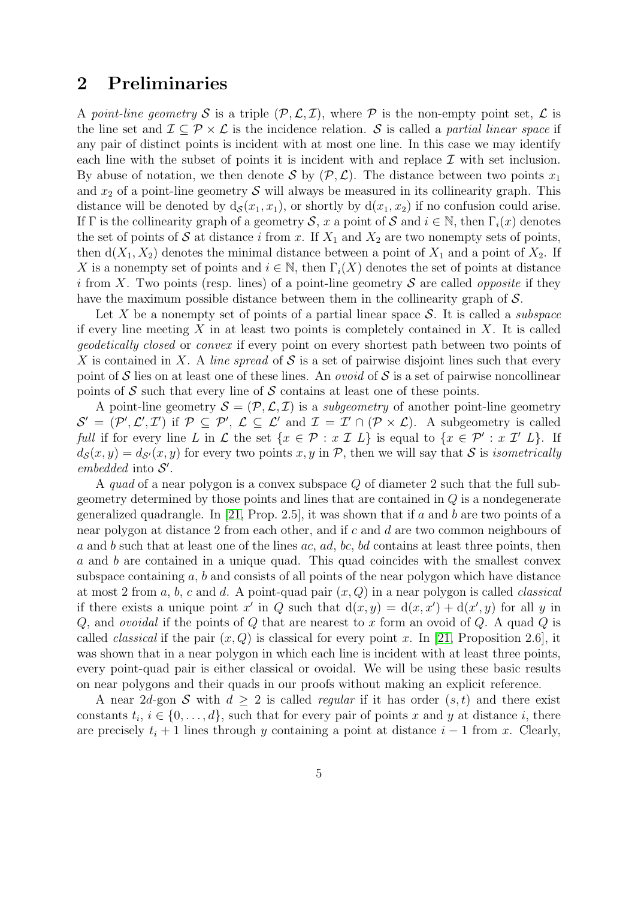## 2 Preliminaries

A *point-line geometry* $\mathcal{S}$ is a triple $(\mathcal{P}, \mathcal{L}, \mathcal{I})$, where $\mathcal{P}$ is the non-empty point set, $\mathcal{L}$ is the line set and $\mathcal{I} \subseteq \mathcal{P} \times \mathcal{L}$ is the incidence relation. $\mathcal{S}$ is called a *partial linear space* if any pair of distinct points is incident with at most one line. In this case we may identify each line with the subset of points it is incident with and replace $\mathcal{I}$ with set inclusion. By abuse of notation, we then denote $\mathcal{S}$ by $(\mathcal{P}, \mathcal{L})$. The distance between two points $x_1$ and $x_2$ of a point-line geometry $\mathcal{S}$ will always be measured in its collinearity graph. This distance will be denoted by $\mathrm{d}_{\mathcal{S}}(x_1, x_1)$, or shortly by $\mathrm{d}(x_1, x_2)$ if no confusion could arise. If $\Gamma$ is the collinearity graph of a geometry $\mathcal{S}$, $x$ a point of $\mathcal{S}$ and $i \in \mathbb{N}$, then $\Gamma_i(x)$ denotes the set of points of $\mathcal{S}$ at distance $i$ from $x$. If $X_1$ and $X_2$ are two nonempty sets of points, then $\mathrm{d}(X_1, X_2)$ denotes the minimal distance between a point of $X_1$ and a point of $X_2$. If $X$ is a nonempty set of points and $i \in \mathbb{N}$, then $\Gamma_i(X)$ denotes the set of points at distance $i$ from $X$. Two points (resp. lines) of a point-line geometry $\mathcal{S}$ are called *opposite* if they have the maximum possible distance between them in the collinearity graph of $\mathcal{S}$.

Let $X$ be a nonempty set of points of a partial linear space $\mathcal{S}$. It is called a *subspace* if every line meeting $X$ in at least two points is completely contained in $X$. It is called *geodetically closed* or *convex* if every point on every shortest path between two points of $X$ is contained in $X$. A *line spread* of $\mathcal{S}$ is a set of pairwise disjoint lines such that every point of $\mathcal{S}$ lies on at least one of these lines. An *ovoid* of $\mathcal{S}$ is a set of pairwise noncollinear points of $\mathcal{S}$ such that every line of $\mathcal{S}$ contains at least one of these points.

A point-line geometry $\mathcal{S} = (\mathcal{P}, \mathcal{L}, \mathcal{I})$ is a *subgeometry* of another point-line geometry $\mathcal{S}' = (\mathcal{P}', \mathcal{L}', \mathcal{I}')$ if $\mathcal{P} \subseteq \mathcal{P}'$, $\mathcal{L} \subseteq \mathcal{L}'$ and $\mathcal{I} = \mathcal{I}' \cap (\mathcal{P} \times \mathcal{L})$. A subgeometry is called *full* if for every line $L$ in $\mathcal{L}$ the set $\{x \in \mathcal{P} : x\ \mathcal{I}\ L\}$ is equal to $\{x \in \mathcal{P}' : x\ \mathcal{I}'\ L\}$. If $d_{\mathcal{S}}(x, y) = d_{\mathcal{S}'}(x, y)$ for every two points $x, y$ in $\mathcal{P}$, then we will say that $\mathcal{S}$ is *isometrically embedded* into $\mathcal{S}'$.

A *quad* of a near polygon is a convex subspace $Q$ of diameter 2 such that the full subgeometry determined by those points and lines that are contained in $Q$ is a nondegenerate generalized quadrangle. In [21, Prop. 2.5], it was shown that if $a$ and $b$ are two points of a near polygon at distance 2 from each other, and if $c$ and $d$ are two common neighbours of $a$ and $b$ such that at least one of the lines $ac$, $ad$, $bc$, $bd$ contains at least three points, then $a$ and $b$ are contained in a unique quad. This quad coincides with the smallest convex subspace containing $a$, $b$ and consists of all points of the near polygon which have distance at most 2 from $a$, $b$, $c$ and $d$. A point-quad pair $(x, Q)$ in a near polygon is called *classical* if there exists a unique point $x'$ in $Q$ such that $\mathrm{d}(x, y) = \mathrm{d}(x, x') + \mathrm{d}(x', y)$ for all $y$ in $Q$, and *ovoidal* if the points of $Q$ that are nearest to $x$ form an ovoid of $Q$. A quad $Q$ is called *classical* if the pair $(x, Q)$ is classical for every point $x$. In [21, Proposition 2.6], it was shown that in a near polygon in which each line is incident with at least three points, every point-quad pair is either classical or ovoidal. We will be using these basic results on near polygons and their quads in our proofs without making an explicit reference.

A near $2d$-gon $\mathcal{S}$ with $d \geq 2$ is called *regular* if it has order $(s, t)$ and there exist constants $t_i$, $i \in \{0, \ldots, d\}$, such that for every pair of points $x$ and $y$ at distance $i$, there are precisely $t_i + 1$ lines through $y$ containing a point at distance $i - 1$ from $x$. Clearly,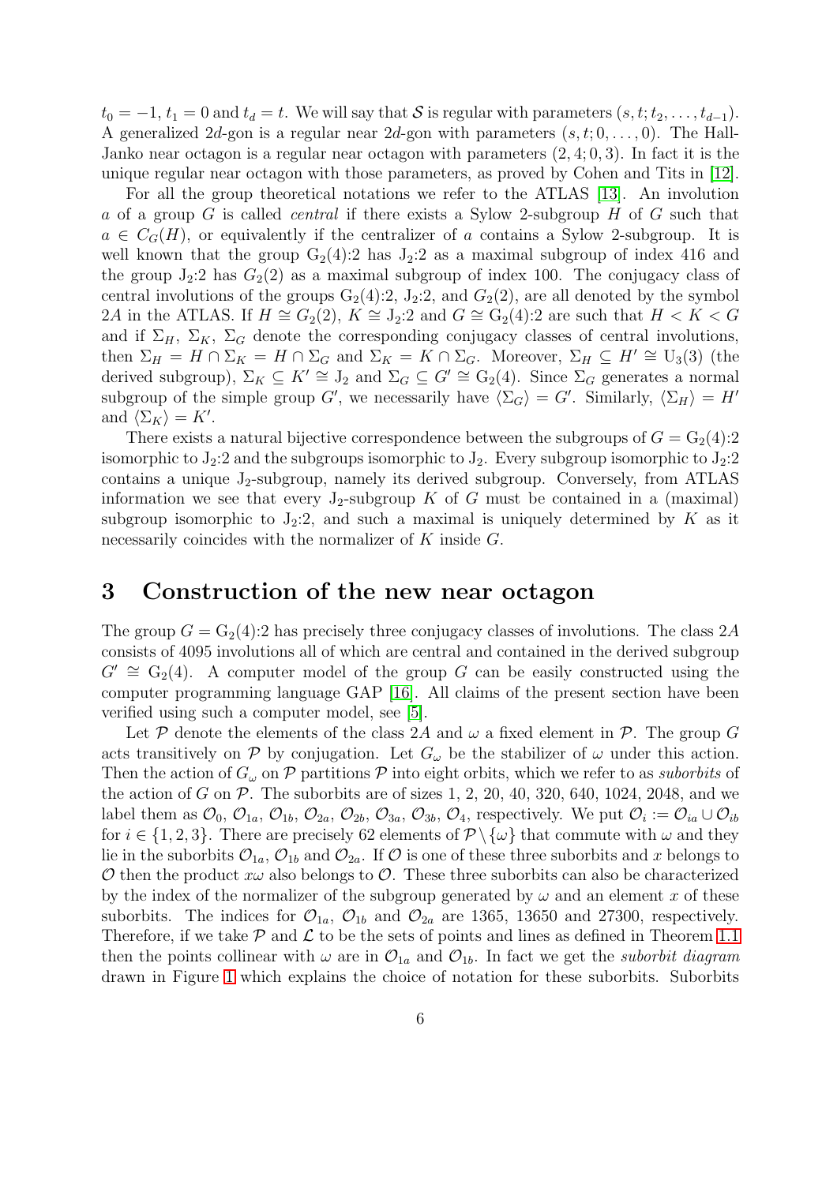$t_0 = -1$, $t_1 = 0$ and $t_d = t$. We will say that $\mathcal{S}$ is regular with parameters $(s, t; t_2, \ldots, t_{d-1})$. A generalized $2d$-gon is a regular near $2d$-gon with parameters $(s, t; 0, \ldots, 0)$. The Hall-Janko near octagon is a regular near octagon with parameters $(2, 4; 0, 3)$. In fact it is the unique regular near octagon with those parameters, as proved by Cohen and Tits in [12].

For all the group theoretical notations we refer to the ATLAS [13]. An involution $a$ of a group $G$ is called *central* if there exists a Sylow 2-subgroup $H$ of $G$ such that $a \in C_G(H)$, or equivalently if the centralizer of $a$ contains a Sylow 2-subgroup. It is well known that the group $\mathrm{G}_2(4){:}2$ has $\mathrm{J}_2{:}2$ as a maximal subgroup of index 416 and the group $\mathrm{J}_2{:}2$ has $G_2(2)$ as a maximal subgroup of index 100. The conjugacy class of central involutions of the groups $\mathrm{G}_2(4){:}2$, $\mathrm{J}_2{:}2$, and $G_2(2)$, are all denoted by the symbol $2A$ in the ATLAS. If $H \cong G_2(2)$, $K \cong \mathrm{J}_2{:}2$ and $G \cong \mathrm{G}_2(4){:}2$ are such that $H < K < G$ and if $\Sigma_H$, $\Sigma_K$, $\Sigma_G$ denote the corresponding conjugacy classes of central involutions, then $\Sigma_H = H \cap \Sigma_K = H \cap \Sigma_G$ and $\Sigma_K = K \cap \Sigma_G$. Moreover, $\Sigma_H \subseteq H' \cong \mathrm{U}_3(3)$ (the derived subgroup), $\Sigma_K \subseteq K' \cong \mathrm{J}_2$ and $\Sigma_G \subseteq G' \cong \mathrm{G}_2(4)$. Since $\Sigma_G$ generates a normal subgroup of the simple group $G'$, we necessarily have $\langle \Sigma_G \rangle = G'$. Similarly, $\langle \Sigma_H \rangle = H'$ and $\langle \Sigma_K \rangle = K'$.

There exists a natural bijective correspondence between the subgroups of $G = \mathrm{G}_2(4){:}2$ isomorphic to $\mathrm{J}_2{:}2$ and the subgroups isomorphic to $\mathrm{J}_2$. Every subgroup isomorphic to $\mathrm{J}_2{:}2$ contains a unique $\mathrm{J}_2$-subgroup, namely its derived subgroup. Conversely, from ATLAS information we see that every $\mathrm{J}_2$-subgroup $K$ of $G$ must be contained in a (maximal) subgroup isomorphic to $\mathrm{J}_2{:}2$, and such a maximal is uniquely determined by $K$ as it necessarily coincides with the normalizer of $K$ inside $G$.

# 3 Construction of the new near octagon

The group $G = \mathrm{G}_2(4){:}2$ has precisely three conjugacy classes of involutions. The class $2A$ consists of 4095 involutions all of which are central and contained in the derived subgroup $G' \cong \mathrm{G}_2(4)$. A computer model of the group $G$ can be easily constructed using the computer programming language GAP [16]. All claims of the present section have been verified using such a computer model, see [5].

Let $\mathcal{P}$ denote the elements of the class $2A$ and $\omega$ a fixed element in $\mathcal{P}$. The group $G$ acts transitively on $\mathcal{P}$ by conjugation. Let $G_\omega$ be the stabilizer of $\omega$ under this action. Then the action of $G_\omega$ on $\mathcal{P}$ partitions $\mathcal{P}$ into eight orbits, which we refer to as *suborbits* of the action of $G$ on $\mathcal{P}$. The suborbits are of sizes 1, 2, 20, 40, 320, 640, 1024, 2048, and we label them as $\mathcal{O}_0$, $\mathcal{O}_{1a}$, $\mathcal{O}_{1b}$, $\mathcal{O}_{2a}$, $\mathcal{O}_{2b}$, $\mathcal{O}_{3a}$, $\mathcal{O}_{3b}$, $\mathcal{O}_4$, respectively. We put $\mathcal{O}_i := \mathcal{O}_{ia} \cup \mathcal{O}_{ib}$ for $i \in \{1, 2, 3\}$. There are precisely 62 elements of $\mathcal{P} \setminus \{\omega\}$ that commute with $\omega$ and they lie in the suborbits $\mathcal{O}_{1a}$, $\mathcal{O}_{1b}$ and $\mathcal{O}_{2a}$. If $\mathcal{O}$ is one of these three suborbits and $x$ belongs to $\mathcal{O}$ then the product $x\omega$ also belongs to $\mathcal{O}$. These three suborbits can also be characterized by the index of the normalizer of the subgroup generated by $\omega$ and an element $x$ of these suborbits. The indices for $\mathcal{O}_{1a}$, $\mathcal{O}_{1b}$ and $\mathcal{O}_{2a}$ are 1365, 13650 and 27300, respectively. Therefore, if we take $\mathcal{P}$ and $\mathcal{L}$ to be the sets of points and lines as defined in Theorem 1.1 then the points collinear with $\omega$ are in $\mathcal{O}_{1a}$ and $\mathcal{O}_{1b}$. In fact we get the *suborbit diagram* drawn in Figure 1 which explains the choice of notation for these suborbits. Suborbits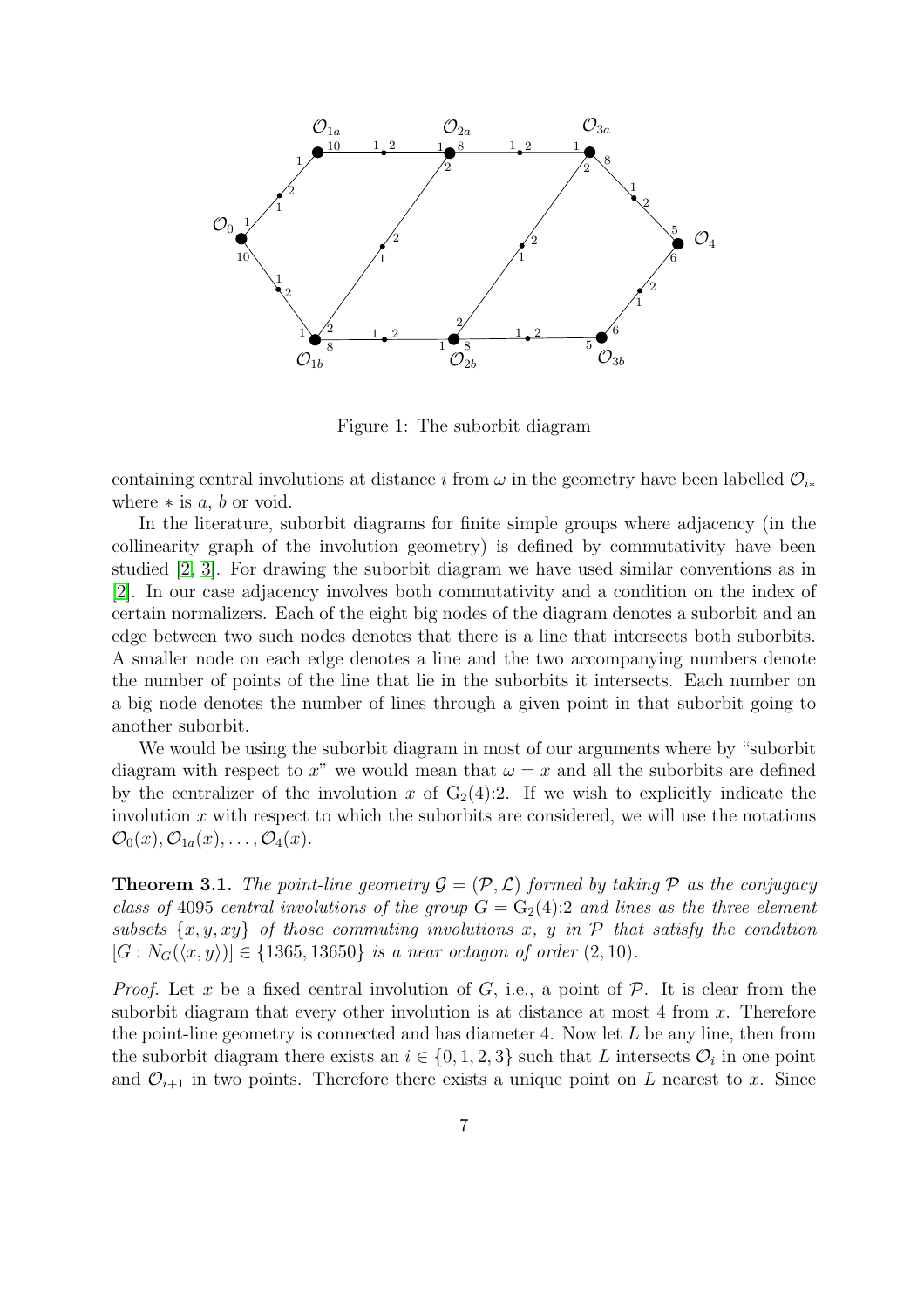Figure 1: The suborbit diagram

containing central involutions at distance $i$ from $\omega$ in the geometry have been labelled $\mathcal{O}_{i*}$ where $*$ is $a$, $b$ or void.

In the literature, suborbit diagrams for finite simple groups where adjacency (in the collinearity graph of the involution geometry) is defined by commutativity have been studied [2, 3]. For drawing the suborbit diagram we have used similar conventions as in [2]. In our case adjacency involves both commutativity and a condition on the index of certain normalizers. Each of the eight big nodes of the diagram denotes a suborbit and an edge between two such nodes denotes that there is a line that intersects both suborbits. A smaller node on each edge denotes a line and the two accompanying numbers denote the number of points of the line that lie in the suborbits it intersects. Each number on a big node denotes the number of lines through a given point in that suborbit going to another suborbit.

We would be using the suborbit diagram in most of our arguments where by "suborbit diagram with respect to $x$" we would mean that $\omega = x$ and all the suborbits are defined by the centralizer of the involution $x$ of $\mathrm{G}_2(4){:}2$. If we wish to explicitly indicate the involution $x$ with respect to which the suborbits are considered, we will use the notations $\mathcal{O}_0(x), \mathcal{O}_{1a}(x), \ldots, \mathcal{O}_4(x)$.

**Theorem 3.1.** *The point-line geometry $\mathcal{G} = (\mathcal{P}, \mathcal{L})$ formed by taking $\mathcal{P}$ as the conjugacy class of 4095 central involutions of the group $G = \mathrm{G}_2(4){:}2$ and lines as the three element subsets $\{x, y, xy\}$ of those commuting involutions $x$, $y$ in $\mathcal{P}$ that satisfy the condition $[G : N_G(\langle x, y\rangle)] \in \{1365, 13650\}$ is a near octagon of order $(2, 10)$.*

*Proof.* Let $x$ be a fixed central involution of $G$, i.e., a point of $\mathcal{P}$. It is clear from the suborbit diagram that every other involution is at distance at most 4 from $x$. Therefore the point-line geometry is connected and has diameter 4. Now let $L$ be any line, then from the suborbit diagram there exists an $i \in \{0, 1, 2, 3\}$ such that $L$ intersects $\mathcal{O}_i$ in one point and $\mathcal{O}_{i+1}$ in two points. Therefore there exists a unique point on $L$ nearest to $x$. Since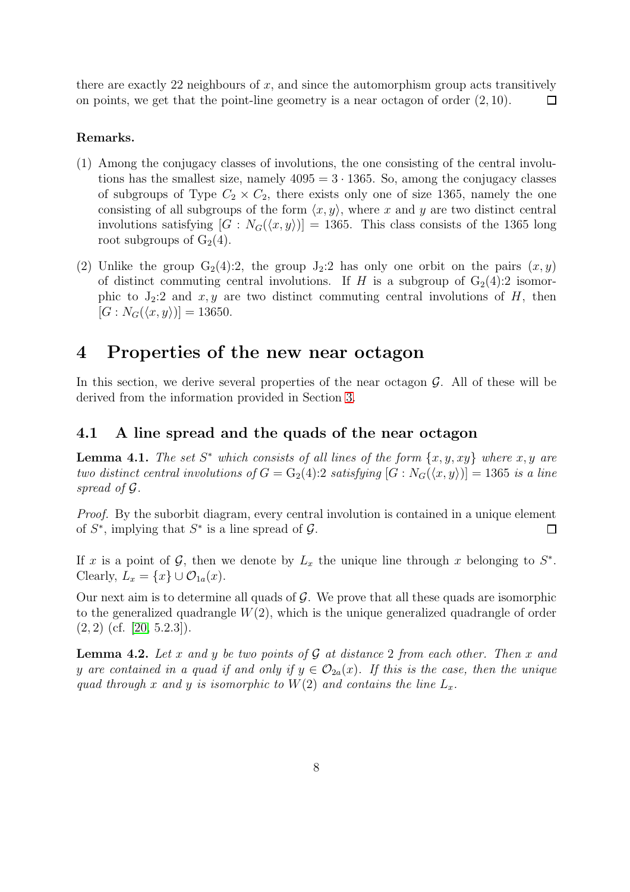there are exactly 22 neighbours of $x$, and since the automorphism group acts transitively on points, we get that the point-line geometry is a near octagon of order $(2, 10)$. □

**Remarks.**

(1) Among the conjugacy classes of involutions, the one consisting of the central involutions has the smallest size, namely $4095 = 3 \cdot 1365$. So, among the conjugacy classes of subgroups of Type $C_2 \times C_2$, there exists only one of size 1365, namely the one consisting of all subgroups of the form $\langle x, y \rangle$, where $x$ and $y$ are two distinct central involutions satisfying $[G : N_G(\langle x, y \rangle)] = 1365$. This class consists of the 1365 long root subgroups of $\mathrm{G}_2(4)$.

(2) Unlike the group $\mathrm{G}_2(4){:}2$, the group $\mathrm{J}_2{:}2$ has only one orbit on the pairs $(x, y)$ of distinct commuting central involutions. If $H$ is a subgroup of $\mathrm{G}_2(4){:}2$ isomorphic to $\mathrm{J}_2{:}2$ and $x, y$ are two distinct commuting central involutions of $H$, then $[G : N_G(\langle x, y \rangle)] = 13650$.

# 4 Properties of the new near octagon

In this section, we derive several properties of the near octagon $\mathcal{G}$. All of these will be derived from the information provided in Section 3.

## 4.1 A line spread and the quads of the near octagon

**Lemma 4.1.** *The set $S^*$ which consists of all lines of the form $\{x, y, xy\}$ where $x, y$ are two distinct central involutions of $G = \mathrm{G}_2(4){:}2$ satisfying $[G : N_G(\langle x, y \rangle)] = 1365$ is a line spread of $\mathcal{G}$.*

*Proof.* By the suborbit diagram, every central involution is contained in a unique element of $S^*$, implying that $S^*$ is a line spread of $\mathcal{G}$. □

If $x$ is a point of $\mathcal{G}$, then we denote by $L_x$ the unique line through $x$ belonging to $S^*$. Clearly, $L_x = \{x\} \cup \mathcal{O}_{1a}(x)$.

Our next aim is to determine all quads of $\mathcal{G}$. We prove that all these quads are isomorphic to the generalized quadrangle $W(2)$, which is the unique generalized quadrangle of order $(2, 2)$ (cf. [20, 5.2.3]).

**Lemma 4.2.** *Let $x$ and $y$ be two points of $\mathcal{G}$ at distance 2 from each other. Then $x$ and $y$ are contained in a quad if and only if $y \in \mathcal{O}_{2a}(x)$. If this is the case, then the unique quad through $x$ and $y$ is isomorphic to $W(2)$ and contains the line $L_x$.*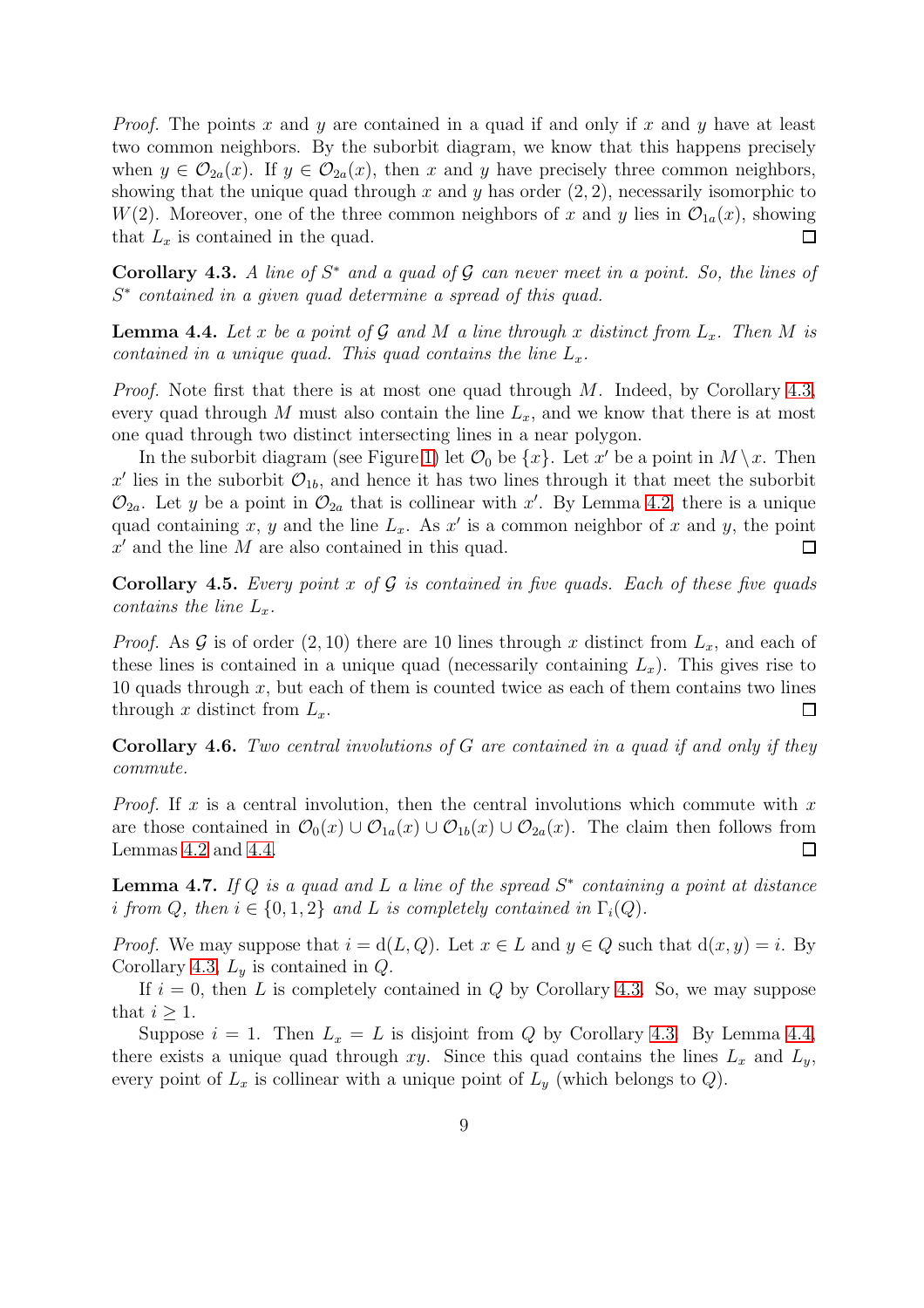*Proof.* The points $x$ and $y$ are contained in a quad if and only if $x$ and $y$ have at least two common neighbors. By the suborbit diagram, we know that this happens precisely when $y \in \mathcal{O}_{2a}(x)$. If $y \in \mathcal{O}_{2a}(x)$, then $x$ and $y$ have precisely three common neighbors, showing that the unique quad through $x$ and $y$ has order $(2,2)$, necessarily isomorphic to $W(2)$. Moreover, one of the three common neighbors of $x$ and $y$ lies in $\mathcal{O}_{1a}(x)$, showing that $L_x$ is contained in the quad. $\square$

**Corollary 4.3.** *A line of $S^*$ and a quad of $\mathcal{G}$ can never meet in a point. So, the lines of $S^*$ contained in a given quad determine a spread of this quad.*

**Lemma 4.4.** *Let $x$ be a point of $\mathcal{G}$ and $M$ a line through $x$ distinct from $L_x$. Then $M$ is contained in a unique quad. This quad contains the line $L_x$.*

*Proof.* Note first that there is at most one quad through $M$. Indeed, by Corollary 4.3, every quad through $M$ must also contain the line $L_x$, and we know that there is at most one quad through two distinct intersecting lines in a near polygon.

In the suborbit diagram (see Figure 1) let $\mathcal{O}_0$ be $\{x\}$. Let $x'$ be a point in $M \setminus x$. Then $x'$ lies in the suborbit $\mathcal{O}_{1b}$, and hence it has two lines through it that meet the suborbit $\mathcal{O}_{2a}$. Let $y$ be a point in $\mathcal{O}_{2a}$ that is collinear with $x'$. By Lemma 4.2, there is a unique quad containing $x$, $y$ and the line $L_x$. As $x'$ is a common neighbor of $x$ and $y$, the point $x'$ and the line $M$ are also contained in this quad. $\square$

**Corollary 4.5.** *Every point $x$ of $\mathcal{G}$ is contained in five quads. Each of these five quads contains the line $L_x$.*

*Proof.* As $\mathcal{G}$ is of order $(2,10)$ there are 10 lines through $x$ distinct from $L_x$, and each of these lines is contained in a unique quad (necessarily containing $L_x$). This gives rise to 10 quads through $x$, but each of them is counted twice as each of them contains two lines through $x$ distinct from $L_x$. $\square$

**Corollary 4.6.** *Two central involutions of $G$ are contained in a quad if and only if they commute.*

*Proof.* If $x$ is a central involution, then the central involutions which commute with $x$ are those contained in $\mathcal{O}_0(x) \cup \mathcal{O}_{1a}(x) \cup \mathcal{O}_{1b}(x) \cup \mathcal{O}_{2a}(x)$. The claim then follows from Lemmas 4.2 and 4.4. $\square$

**Lemma 4.7.** *If $Q$ is a quad and $L$ a line of the spread $S^*$ containing a point at distance $i$ from $Q$, then $i \in \{0,1,2\}$ and $L$ is completely contained in $\Gamma_i(Q)$.*

*Proof.* We may suppose that $i = \mathrm{d}(L,Q)$. Let $x \in L$ and $y \in Q$ such that $\mathrm{d}(x,y) = i$. By Corollary 4.3, $L_y$ is contained in $Q$.

If $i = 0$, then $L$ is completely contained in $Q$ by Corollary 4.3. So, we may suppose that $i \geq 1$.

Suppose $i = 1$. Then $L_x = L$ is disjoint from $Q$ by Corollary 4.3. By Lemma 4.4, there exists a unique quad through $xy$. Since this quad contains the lines $L_x$ and $L_y$, every point of $L_x$ is collinear with a unique point of $L_y$ (which belongs to $Q$).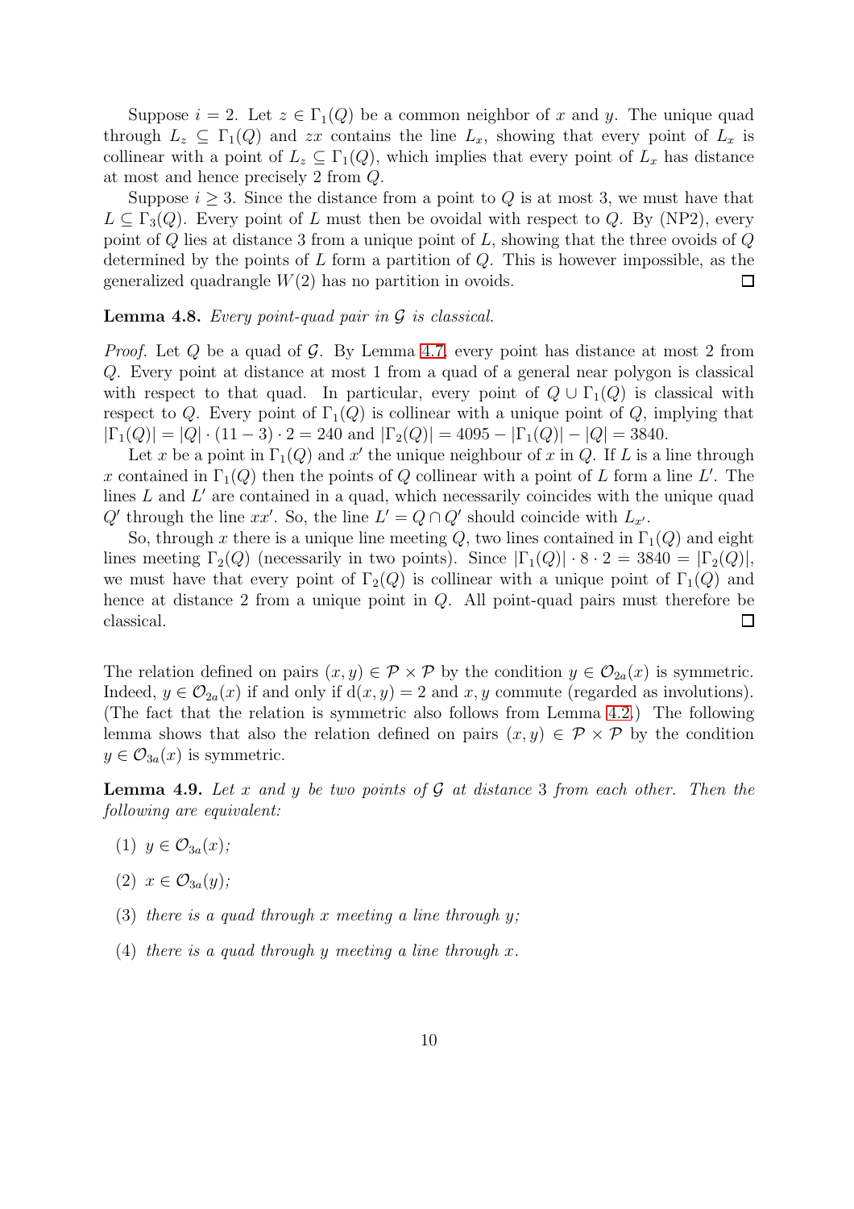Suppose $i = 2$. Let $z \in \Gamma_1(Q)$ be a common neighbor of $x$ and $y$. The unique quad through $L_z \subseteq \Gamma_1(Q)$ and $zx$ contains the line $L_x$, showing that every point of $L_x$ is collinear with a point of $L_z \subseteq \Gamma_1(Q)$, which implies that every point of $L_x$ has distance at most and hence precisely 2 from $Q$.

Suppose $i \geq 3$. Since the distance from a point to $Q$ is at most 3, we must have that $L \subseteq \Gamma_3(Q)$. Every point of $L$ must then be ovoidal with respect to $Q$. By (NP2), every point of $Q$ lies at distance 3 from a unique point of $L$, showing that the three ovoids of $Q$ determined by the points of $L$ form a partition of $Q$. This is however impossible, as the generalized quadrangle $W(2)$ has no partition in ovoids. $\square$

**Lemma 4.8.** *Every point-quad pair in $\mathcal{G}$ is classical.*

*Proof.* Let $Q$ be a quad of $\mathcal{G}$. By Lemma 4.7, every point has distance at most 2 from $Q$. Every point at distance at most 1 from a quad of a general near polygon is classical with respect to that quad. In particular, every point of $Q \cup \Gamma_1(Q)$ is classical with respect to $Q$. Every point of $\Gamma_1(Q)$ is collinear with a unique point of $Q$, implying that $|\Gamma_1(Q)| = |Q| \cdot (11 - 3) \cdot 2 = 240$ and $|\Gamma_2(Q)| = 4095 - |\Gamma_1(Q)| - |Q| = 3840$.

Let $x$ be a point in $\Gamma_1(Q)$ and $x'$ the unique neighbour of $x$ in $Q$. If $L$ is a line through $x$ contained in $\Gamma_1(Q)$ then the points of $Q$ collinear with a point of $L$ form a line $L'$. The lines $L$ and $L'$ are contained in a quad, which necessarily coincides with the unique quad $Q'$ through the line $xx'$. So, the line $L' = Q \cap Q'$ should coincide with $L_{x'}$.

So, through $x$ there is a unique line meeting $Q$, two lines contained in $\Gamma_1(Q)$ and eight lines meeting $\Gamma_2(Q)$ (necessarily in two points). Since $|\Gamma_1(Q)| \cdot 8 \cdot 2 = 3840 = |\Gamma_2(Q)|$, we must have that every point of $\Gamma_2(Q)$ is collinear with a unique point of $\Gamma_1(Q)$ and hence at distance 2 from a unique point in $Q$. All point-quad pairs must therefore be classical. $\square$

The relation defined on pairs $(x, y) \in \mathcal{P} \times \mathcal{P}$ by the condition $y \in \mathcal{O}_{2a}(x)$ is symmetric. Indeed, $y \in \mathcal{O}_{2a}(x)$ if and only if $d(x, y) = 2$ and $x, y$ commute (regarded as involutions). (The fact that the relation is symmetric also follows from Lemma 4.2.) The following lemma shows that also the relation defined on pairs $(x, y) \in \mathcal{P} \times \mathcal{P}$ by the condition $y \in \mathcal{O}_{3a}(x)$ is symmetric.

**Lemma 4.9.** *Let $x$ and $y$ be two points of $\mathcal{G}$ at distance 3 from each other. Then the following are equivalent:*

(1) *$y \in \mathcal{O}_{3a}(x)$;*

(2) *$x \in \mathcal{O}_{3a}(y)$;*

(3) *there is a quad through $x$ meeting a line through $y$;*

(4) *there is a quad through $y$ meeting a line through $x$.*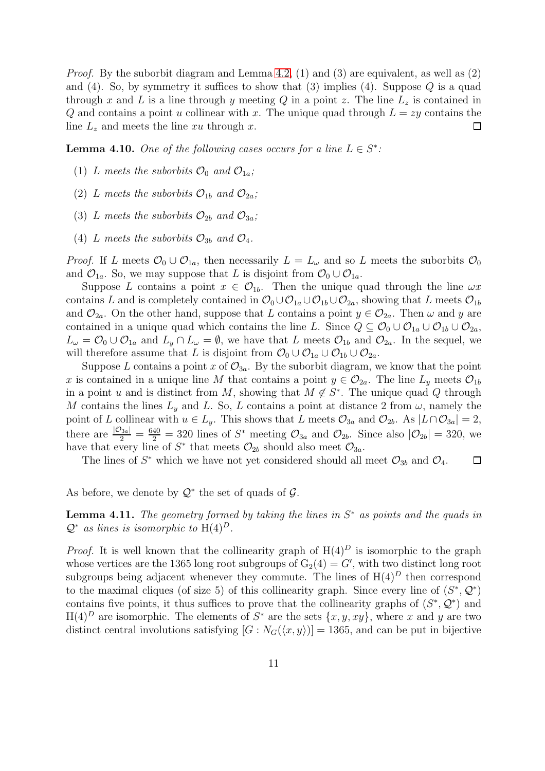*Proof.* By the suborbit diagram and Lemma 4.2, (1) and (3) are equivalent, as well as (2) and (4). So, by symmetry it suffices to show that (3) implies (4). Suppose $Q$ is a quad through $x$ and $L$ is a line through $y$ meeting $Q$ in a point $z$. The line $L_z$ is contained in $Q$ and contains a point $u$ collinear with $x$. The unique quad through $L = zy$ contains the line $L_z$ and meets the line $xu$ through $x$. □

**Lemma 4.10.** *One of the following cases occurs for a line $L \in S^*$:*

1. *$L$ meets the suborbits $\mathcal{O}_0$ and $\mathcal{O}_{1a}$;*
2. *$L$ meets the suborbits $\mathcal{O}_{1b}$ and $\mathcal{O}_{2a}$;*
3. *$L$ meets the suborbits $\mathcal{O}_{2b}$ and $\mathcal{O}_{3a}$;*
4. *$L$ meets the suborbits $\mathcal{O}_{3b}$ and $\mathcal{O}_4$.*

*Proof.* If $L$ meets $\mathcal{O}_0 \cup \mathcal{O}_{1a}$, then necessarily $L = L_\omega$ and so $L$ meets the suborbits $\mathcal{O}_0$ and $\mathcal{O}_{1a}$. So, we may suppose that $L$ is disjoint from $\mathcal{O}_0 \cup \mathcal{O}_{1a}$.

Suppose $L$ contains a point $x \in \mathcal{O}_{1b}$. Then the unique quad through the line $\omega x$ contains $L$ and is completely contained in $\mathcal{O}_0 \cup \mathcal{O}_{1a} \cup \mathcal{O}_{1b} \cup \mathcal{O}_{2a}$, showing that $L$ meets $\mathcal{O}_{1b}$ and $\mathcal{O}_{2a}$. On the other hand, suppose that $L$ contains a point $y \in \mathcal{O}_{2a}$. Then $\omega$ and $y$ are contained in a unique quad which contains the line $L$. Since $Q \subseteq \mathcal{O}_0 \cup \mathcal{O}_{1a} \cup \mathcal{O}_{1b} \cup \mathcal{O}_{2a}$, $L_\omega = \mathcal{O}_0 \cup \mathcal{O}_{1a}$ and $L_y \cap L_\omega = \emptyset$, we have that $L$ meets $\mathcal{O}_{1b}$ and $\mathcal{O}_{2a}$. In the sequel, we will therefore assume that $L$ is disjoint from $\mathcal{O}_0 \cup \mathcal{O}_{1a} \cup \mathcal{O}_{1b} \cup \mathcal{O}_{2a}$.

Suppose $L$ contains a point $x$ of $\mathcal{O}_{3a}$. By the suborbit diagram, we know that the point $x$ is contained in a unique line $M$ that contains a point $y \in \mathcal{O}_{2a}$. The line $L_y$ meets $\mathcal{O}_{1b}$ in a point $u$ and is distinct from $M$, showing that $M \notin S^*$. The unique quad $Q$ through $M$ contains the lines $L_y$ and $L$. So, $L$ contains a point at distance 2 from $\omega$, namely the point of $L$ collinear with $u \in L_y$. This shows that $L$ meets $\mathcal{O}_{3a}$ and $\mathcal{O}_{2b}$. As $|L \cap \mathcal{O}_{3a}| = 2$, there are $\frac{|\mathcal{O}_{3a}|}{2} = \frac{640}{2} = 320$ lines of $S^*$ meeting $\mathcal{O}_{3a}$ and $\mathcal{O}_{2b}$. Since also $|\mathcal{O}_{2b}| = 320$, we have that every line of $S^*$ that meets $\mathcal{O}_{2b}$ should also meet $\mathcal{O}_{3a}$.

The lines of $S^*$ which we have not yet considered should all meet $\mathcal{O}_{3b}$ and $\mathcal{O}_4$. □

As before, we denote by $\mathcal{Q}^*$ the set of quads of $\mathcal{G}$.

**Lemma 4.11.** *The geometry formed by taking the lines in $S^*$ as points and the quads in $\mathcal{Q}^*$ as lines is isomorphic to $\mathrm{H}(4)^D$.*

*Proof.* It is well known that the collinearity graph of $\mathrm{H}(4)^D$ is isomorphic to the graph whose vertices are the 1365 long root subgroups of $\mathrm{G}_2(4) = G'$, with two distinct long root subgroups being adjacent whenever they commute. The lines of $\mathrm{H}(4)^D$ then correspond to the maximal cliques (of size 5) of this collinearity graph. Since every line of $(S^*, \mathcal{Q}^*)$ contains five points, it thus suffices to prove that the collinearity graphs of $(S^*, \mathcal{Q}^*)$ and $\mathrm{H}(4)^D$ are isomorphic. The elements of $S^*$ are the sets $\{x, y, xy\}$, where $x$ and $y$ are two distinct central involutions satisfying $[G : N_G(\langle x, y\rangle)] = 1365$, and can be put in bijective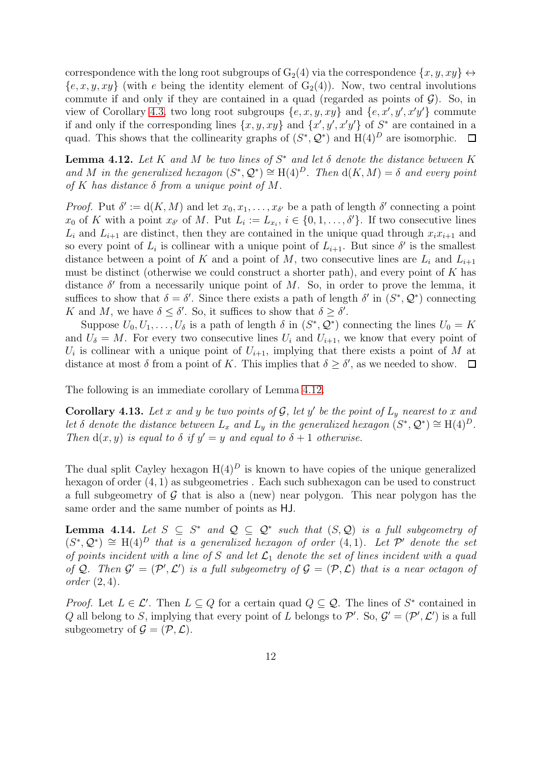correspondence with the long root subgroups of $G_2(4)$ via the correspondence $\{x, y, xy\} \leftrightarrow \{e, x, y, xy\}$ (with $e$ being the identity element of $G_2(4)$). Now, two central involutions commute if and only if they are contained in a quad (regarded as points of $\mathcal{G}$). So, in view of Corollary 4.3, two long root subgroups $\{e, x, y, xy\}$ and $\{e, x', y', x'y'\}$ commute if and only if the corresponding lines $\{x, y, xy\}$ and $\{x', y', x'y'\}$ of $S^*$ are contained in a quad. This shows that the collinearity graphs of $(S^*, \mathcal{Q}^*)$ and $H(4)^D$ are isomorphic. □

**Lemma 4.12.** *Let $K$ and $M$ be two lines of $S^*$ and let $\delta$ denote the distance between $K$ and $M$ in the generalized hexagon $(S^*, \mathcal{Q}^*) \cong H(4)^D$. Then $d(K, M) = \delta$ and every point of $K$ has distance $\delta$ from a unique point of $M$.*

*Proof.* Put $\delta' := d(K, M)$ and let $x_0, x_1, \ldots, x_{\delta'}$ be a path of length $\delta'$ connecting a point $x_0$ of $K$ with a point $x_{\delta'}$ of $M$. Put $L_i := L_{x_i}$, $i \in \{0, 1, \ldots, \delta'\}$. If two consecutive lines $L_i$ and $L_{i+1}$ are distinct, then they are contained in the unique quad through $x_i x_{i+1}$ and so every point of $L_i$ is collinear with a unique point of $L_{i+1}$. But since $\delta'$ is the smallest distance between a point of $K$ and a point of $M$, two consecutive lines are $L_i$ and $L_{i+1}$ must be distinct (otherwise we could construct a shorter path), and every point of $K$ has distance $\delta'$ from a necessarily unique point of $M$. So, in order to prove the lemma, it suffices to show that $\delta = \delta'$. Since there exists a path of length $\delta'$ in $(S^*, \mathcal{Q}^*)$ connecting $K$ and $M$, we have $\delta \leq \delta'$. So, it suffices to show that $\delta \geq \delta'$.

Suppose $U_0, U_1, \ldots, U_\delta$ is a path of length $\delta$ in $(S^*, \mathcal{Q}^*)$ connecting the lines $U_0 = K$ and $U_\delta = M$. For every two consecutive lines $U_i$ and $U_{i+1}$, we know that every point of $U_i$ is collinear with a unique point of $U_{i+1}$, implying that there exists a point of $M$ at distance at most $\delta$ from a point of $K$. This implies that $\delta \geq \delta'$, as we needed to show. □

The following is an immediate corollary of Lemma 4.12.

**Corollary 4.13.** *Let $x$ and $y$ be two points of $\mathcal{G}$, let $y'$ be the point of $L_y$ nearest to $x$ and let $\delta$ denote the distance between $L_x$ and $L_y$ in the generalized hexagon $(S^*, \mathcal{Q}^*) \cong H(4)^D$. Then $d(x, y)$ is equal to $\delta$ if $y' = y$ and equal to $\delta + 1$ otherwise.*

The dual split Cayley hexagon $H(4)^D$ is known to have copies of the unique generalized hexagon of order $(4, 1)$ as subgeometries . Each such subhexagon can be used to construct a full subgeometry of $\mathcal{G}$ that is also a (new) near polygon. This near polygon has the same order and the same number of points as HJ.

**Lemma 4.14.** *Let $S \subseteq S^*$ and $\mathcal{Q} \subseteq \mathcal{Q}^*$ such that $(S, \mathcal{Q})$ is a full subgeometry of $(S^*, \mathcal{Q}^*) \cong H(4)^D$ that is a generalized hexagon of order $(4, 1)$. Let $\mathcal{P}'$ denote the set of points incident with a line of $S$ and let $\mathcal{L}_1$ denote the set of lines incident with a quad of $\mathcal{Q}$. Then $\mathcal{G}' = (\mathcal{P}', \mathcal{L}')$ is a full subgeometry of $\mathcal{G} = (\mathcal{P}, \mathcal{L})$ that is a near octagon of order $(2, 4)$.*

*Proof.* Let $L \in \mathcal{L}'$. Then $L \subseteq Q$ for a certain quad $Q \subseteq \mathcal{Q}$. The lines of $S^*$ contained in $Q$ all belong to $S$, implying that every point of $L$ belongs to $\mathcal{P}'$. So, $\mathcal{G}' = (\mathcal{P}', \mathcal{L}')$ is a full subgeometry of $\mathcal{G} = (\mathcal{P}, \mathcal{L})$.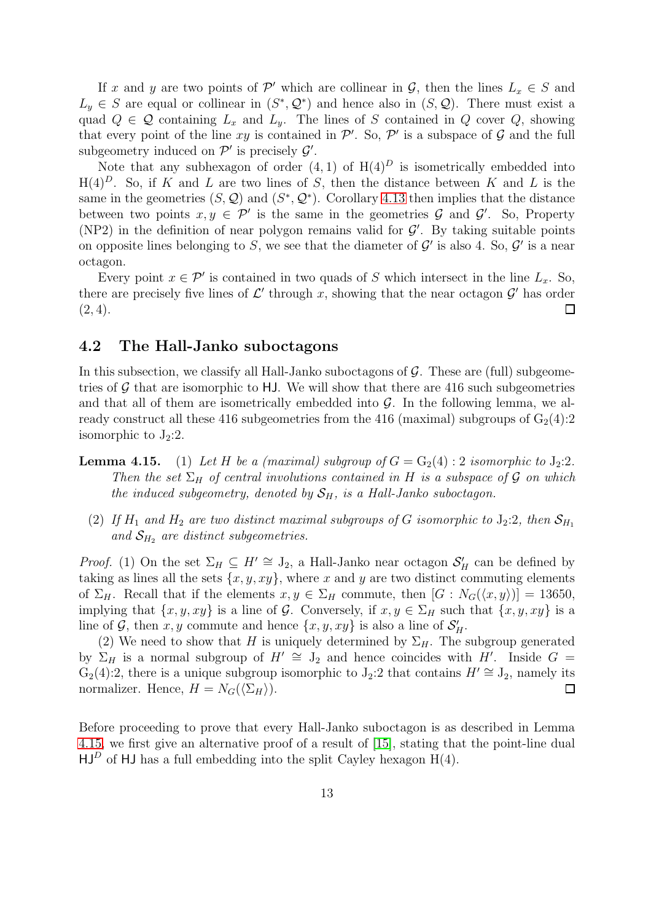If $x$ and $y$ are two points of $\mathcal{P}'$ which are collinear in $\mathcal{G}$, then the lines $L_x \in S$ and $L_y \in S$ are equal or collinear in $(S^*, \mathcal{Q}^*)$ and hence also in $(S, \mathcal{Q})$. There must exist a quad $Q \in \mathcal{Q}$ containing $L_x$ and $L_y$. The lines of $S$ contained in $Q$ cover $Q$, showing that every point of the line $xy$ is contained in $\mathcal{P}'$. So, $\mathcal{P}'$ is a subspace of $\mathcal{G}$ and the full subgeometry induced on $\mathcal{P}'$ is precisely $\mathcal{G}'$.

Note that any subhexagon of order $(4, 1)$ of $\mathrm{H}(4)^D$ is isometrically embedded into $\mathrm{H}(4)^D$. So, if $K$ and $L$ are two lines of $S$, then the distance between $K$ and $L$ is the same in the geometries $(S, \mathcal{Q})$ and $(S^*, \mathcal{Q}^*)$. Corollary 4.13 then implies that the distance between two points $x, y \in \mathcal{P}'$ is the same in the geometries $\mathcal{G}$ and $\mathcal{G}'$. So, Property (NP2) in the definition of near polygon remains valid for $\mathcal{G}'$. By taking suitable points on opposite lines belonging to $S$, we see that the diameter of $\mathcal{G}'$ is also 4. So, $\mathcal{G}'$ is a near octagon.

Every point $x \in \mathcal{P}'$ is contained in two quads of $S$ which intersect in the line $L_x$. So, there are precisely five lines of $\mathcal{L}'$ through $x$, showing that the near octagon $\mathcal{G}'$ has order $(2, 4)$. $\square$

## 4.2 The Hall-Janko suboctagons

In this subsection, we classify all Hall-Janko suboctagons of $\mathcal{G}$. These are (full) subgeometries of $\mathcal{G}$ that are isomorphic to $\mathsf{HJ}$. We will show that there are 416 such subgeometries and that all of them are isometrically embedded into $\mathcal{G}$. In the following lemma, we already construct all these 416 subgeometries from the 416 (maximal) subgroups of $\mathrm{G}_2(4){:}2$ isomorphic to $\mathrm{J}_2{:}2$.

**Lemma 4.15.** (1) *Let $H$ be a (maximal) subgroup of $G = \mathrm{G}_2(4) : 2$ isomorphic to $\mathrm{J}_2{:}2$. Then the set $\Sigma_H$ of central involutions contained in $H$ is a subspace of $\mathcal{G}$ on which the induced subgeometry, denoted by $\mathcal{S}_H$, is a Hall-Janko suboctagon.*

(2) *If $H_1$ and $H_2$ are two distinct maximal subgroups of $G$ isomorphic to $\mathrm{J}_2{:}2$, then $\mathcal{S}_{H_1}$ and $\mathcal{S}_{H_2}$ are distinct subgeometries.*

*Proof.* (1) On the set $\Sigma_H \subseteq H' \cong \mathrm{J}_2$, a Hall-Janko near octagon $\mathcal{S}'_H$ can be defined by taking as lines all the sets $\{x, y, xy\}$, where $x$ and $y$ are two distinct commuting elements of $\Sigma_H$. Recall that if the elements $x, y \in \Sigma_H$ commute, then $[G : N_G(\langle x, y\rangle)] = 13650$, implying that $\{x, y, xy\}$ is a line of $\mathcal{G}$. Conversely, if $x, y \in \Sigma_H$ such that $\{x, y, xy\}$ is a line of $\mathcal{G}$, then $x, y$ commute and hence $\{x, y, xy\}$ is also a line of $\mathcal{S}'_H$.

(2) We need to show that $H$ is uniquely determined by $\Sigma_H$. The subgroup generated by $\Sigma_H$ is a normal subgroup of $H' \cong \mathrm{J}_2$ and hence coincides with $H'$. Inside $G = \mathrm{G}_2(4){:}2$, there is a unique subgroup isomorphic to $\mathrm{J}_2{:}2$ that contains $H' \cong \mathrm{J}_2$, namely its normalizer. Hence, $H = N_G(\langle \Sigma_H \rangle)$. $\square$

Before proceeding to prove that every Hall-Janko suboctagon is as described in Lemma 4.15, we first give an alternative proof of a result of [15], stating that the point-line dual $\mathsf{HJ}^D$ of $\mathsf{HJ}$ has a full embedding into the split Cayley hexagon $\mathrm{H}(4)$.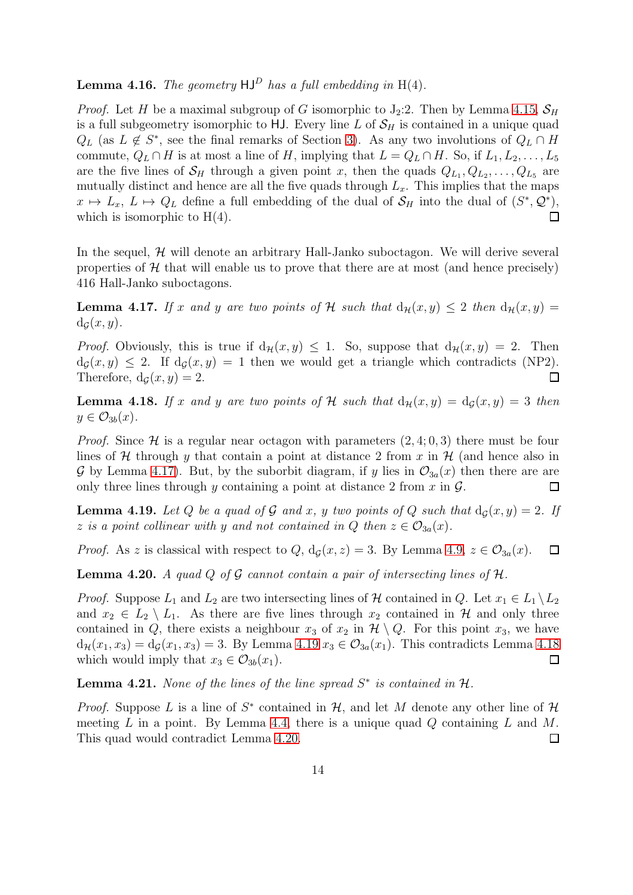**Lemma 4.16.** *The geometry $\mathsf{HJ}^D$ has a full embedding in $\mathrm{H}(4)$.*

*Proof.* Let $H$ be a maximal subgroup of $G$ isomorphic to $\mathrm{J}_2{:}2$. Then by Lemma 4.15, $\mathcal{S}_H$ is a full subgeometry isomorphic to $\mathsf{HJ}$. Every line $L$ of $\mathcal{S}_H$ is contained in a unique quad $Q_L$ (as $L \notin S^*$, see the final remarks of Section 3). As any two involutions of $Q_L \cap H$ commute, $Q_L \cap H$ is at most a line of $H$, implying that $L = Q_L \cap H$. So, if $L_1, L_2, \ldots, L_5$ are the five lines of $\mathcal{S}_H$ through a given point $x$, then the quads $Q_{L_1}, Q_{L_2}, \ldots, Q_{L_5}$ are mutually distinct and hence are all the five quads through $L_x$. This implies that the maps $x \mapsto L_x$, $L \mapsto Q_L$ define a full embedding of the dual of $\mathcal{S}_H$ into the dual of $(S^*, \mathcal{Q}^*)$, which is isomorphic to $\mathrm{H}(4)$. $\square$

In the sequel, $\mathcal{H}$ will denote an arbitrary Hall-Janko suboctagon. We will derive several properties of $\mathcal{H}$ that will enable us to prove that there are at most (and hence precisely) 416 Hall-Janko suboctagons.

**Lemma 4.17.** *If $x$ and $y$ are two points of $\mathcal{H}$ such that $\mathrm{d}_{\mathcal{H}}(x, y) \leq 2$ then $\mathrm{d}_{\mathcal{H}}(x, y) = \mathrm{d}_{\mathcal{G}}(x, y)$.*

*Proof.* Obviously, this is true if $\mathrm{d}_{\mathcal{H}}(x, y) \leq 1$. So, suppose that $\mathrm{d}_{\mathcal{H}}(x, y) = 2$. Then $\mathrm{d}_{\mathcal{G}}(x, y) \leq 2$. If $\mathrm{d}_{\mathcal{G}}(x, y) = 1$ then we would get a triangle which contradicts (NP2). Therefore, $\mathrm{d}_{\mathcal{G}}(x, y) = 2$. $\square$

**Lemma 4.18.** *If $x$ and $y$ are two points of $\mathcal{H}$ such that $\mathrm{d}_{\mathcal{H}}(x, y) = \mathrm{d}_{\mathcal{G}}(x, y) = 3$ then $y \in \mathcal{O}_{3b}(x)$.*

*Proof.* Since $\mathcal{H}$ is a regular near octagon with parameters $(2, 4; 0, 3)$ there must be four lines of $\mathcal{H}$ through $y$ that contain a point at distance 2 from $x$ in $\mathcal{H}$ (and hence also in $\mathcal{G}$ by Lemma 4.17). But, by the suborbit diagram, if $y$ lies in $\mathcal{O}_{3a}(x)$ then there are are only three lines through $y$ containing a point at distance 2 from $x$ in $\mathcal{G}$. $\square$

**Lemma 4.19.** *Let $Q$ be a quad of $\mathcal{G}$ and $x$, $y$ two points of $Q$ such that $\mathrm{d}_{\mathcal{G}}(x, y) = 2$. If $z$ is a point collinear with $y$ and not contained in $Q$ then $z \in \mathcal{O}_{3a}(x)$.*

*Proof.* As $z$ is classical with respect to $Q$, $\mathrm{d}_{\mathcal{G}}(x, z) = 3$. By Lemma 4.9, $z \in \mathcal{O}_{3a}(x)$. $\square$

**Lemma 4.20.** *A quad $Q$ of $\mathcal{G}$ cannot contain a pair of intersecting lines of $\mathcal{H}$.*

*Proof.* Suppose $L_1$ and $L_2$ are two intersecting lines of $\mathcal{H}$ contained in $Q$. Let $x_1 \in L_1 \setminus L_2$ and $x_2 \in L_2 \setminus L_1$. As there are five lines through $x_2$ contained in $\mathcal{H}$ and only three contained in $Q$, there exists a neighbour $x_3$ of $x_2$ in $\mathcal{H} \setminus Q$. For this point $x_3$, we have $\mathrm{d}_{\mathcal{H}}(x_1, x_3) = \mathrm{d}_{\mathcal{G}}(x_1, x_3) = 3$. By Lemma 4.19 $x_3 \in \mathcal{O}_{3a}(x_1)$. This contradicts Lemma 4.18 which would imply that $x_3 \in \mathcal{O}_{3b}(x_1)$. $\square$

**Lemma 4.21.** *None of the lines of the line spread $S^*$ is contained in $\mathcal{H}$.*

*Proof.* Suppose $L$ is a line of $S^*$ contained in $\mathcal{H}$, and let $M$ denote any other line of $\mathcal{H}$ meeting $L$ in a point. By Lemma 4.4, there is a unique quad $Q$ containing $L$ and $M$. This quad would contradict Lemma 4.20. $\square$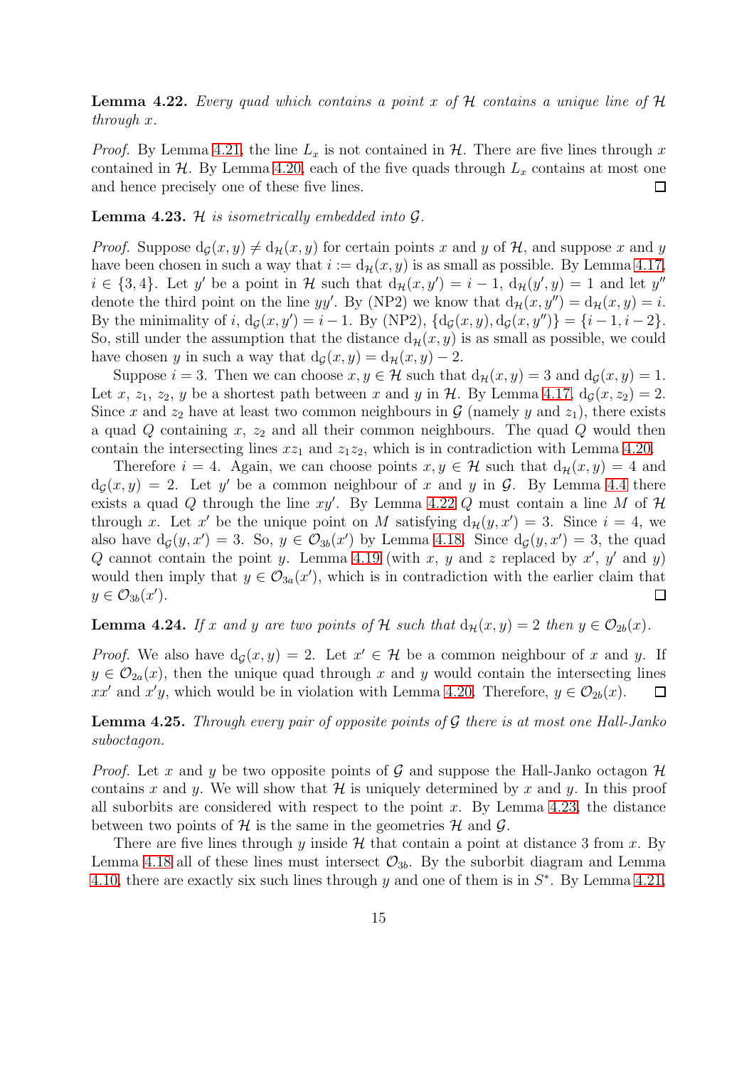**Lemma 4.22.** *Every quad which contains a point $x$ of $\mathcal{H}$ contains a unique line of $\mathcal{H}$ through $x$.*

*Proof.* By Lemma 4.21, the line $L_x$ is not contained in $\mathcal{H}$. There are five lines through $x$ contained in $\mathcal{H}$. By Lemma 4.20, each of the five quads through $L_x$ contains at most one and hence precisely one of these five lines. □

**Lemma 4.23.** *$\mathcal{H}$ is isometrically embedded into $\mathcal{G}$.*

*Proof.* Suppose $\mathrm{d}_{\mathcal{G}}(x, y) \neq \mathrm{d}_{\mathcal{H}}(x, y)$ for certain points $x$ and $y$ of $\mathcal{H}$, and suppose $x$ and $y$ have been chosen in such a way that $i := \mathrm{d}_{\mathcal{H}}(x, y)$ is as small as possible. By Lemma 4.17, $i \in \{3, 4\}$. Let $y'$ be a point in $\mathcal{H}$ such that $\mathrm{d}_{\mathcal{H}}(x, y') = i - 1$, $\mathrm{d}_{\mathcal{H}}(y', y) = 1$ and let $y''$ denote the third point on the line $yy'$. By (NP2) we know that $\mathrm{d}_{\mathcal{H}}(x, y'') = \mathrm{d}_{\mathcal{H}}(x, y) = i$. By the minimality of $i$, $\mathrm{d}_{\mathcal{G}}(x, y') = i - 1$. By (NP2), $\{\mathrm{d}_{\mathcal{G}}(x, y), \mathrm{d}_{\mathcal{G}}(x, y'')\} = \{i - 1, i - 2\}$. So, still under the assumption that the distance $\mathrm{d}_{\mathcal{H}}(x, y)$ is as small as possible, we could have chosen $y$ in such a way that $\mathrm{d}_{\mathcal{G}}(x, y) = \mathrm{d}_{\mathcal{H}}(x, y) - 2$.

Suppose $i = 3$. Then we can choose $x, y \in \mathcal{H}$ such that $\mathrm{d}_{\mathcal{H}}(x, y) = 3$ and $\mathrm{d}_{\mathcal{G}}(x, y) = 1$. Let $x$, $z_1$, $z_2$, $y$ be a shortest path between $x$ and $y$ in $\mathcal{H}$. By Lemma 4.17, $\mathrm{d}_{\mathcal{G}}(x, z_2) = 2$. Since $x$ and $z_2$ have at least two common neighbours in $\mathcal{G}$ (namely $y$ and $z_1$), there exists a quad $Q$ containing $x$, $z_2$ and all their common neighbours. The quad $Q$ would then contain the intersecting lines $xz_1$ and $z_1z_2$, which is in contradiction with Lemma 4.20.

Therefore $i = 4$. Again, we can choose points $x, y \in \mathcal{H}$ such that $\mathrm{d}_{\mathcal{H}}(x, y) = 4$ and $\mathrm{d}_{\mathcal{G}}(x, y) = 2$. Let $y'$ be a common neighbour of $x$ and $y$ in $\mathcal{G}$. By Lemma 4.4 there exists a quad $Q$ through the line $xy'$. By Lemma 4.22 $Q$ must contain a line $M$ of $\mathcal{H}$ through $x$. Let $x'$ be the unique point on $M$ satisfying $\mathrm{d}_{\mathcal{H}}(y, x') = 3$. Since $i = 4$, we also have $\mathrm{d}_{\mathcal{G}}(y, x') = 3$. So, $y \in \mathcal{O}_{3b}(x')$ by Lemma 4.18. Since $\mathrm{d}_{\mathcal{G}}(y, x') = 3$, the quad $Q$ cannot contain the point $y$. Lemma 4.19 (with $x$, $y$ and $z$ replaced by $x'$, $y'$ and $y$) would then imply that $y \in \mathcal{O}_{3a}(x')$, which is in contradiction with the earlier claim that $y \in \mathcal{O}_{3b}(x')$. □

**Lemma 4.24.** *If $x$ and $y$ are two points of $\mathcal{H}$ such that $\mathrm{d}_{\mathcal{H}}(x, y) = 2$ then $y \in \mathcal{O}_{2b}(x)$.*

*Proof.* We also have $\mathrm{d}_{\mathcal{G}}(x, y) = 2$. Let $x' \in \mathcal{H}$ be a common neighbour of $x$ and $y$. If $y \in \mathcal{O}_{2a}(x)$, then the unique quad through $x$ and $y$ would contain the intersecting lines $xx'$ and $x'y$, which would be in violation with Lemma 4.20. Therefore, $y \in \mathcal{O}_{2b}(x)$. □

**Lemma 4.25.** *Through every pair of opposite points of $\mathcal{G}$ there is at most one Hall-Janko suboctagon.*

*Proof.* Let $x$ and $y$ be two opposite points of $\mathcal{G}$ and suppose the Hall-Janko octagon $\mathcal{H}$ contains $x$ and $y$. We will show that $\mathcal{H}$ is uniquely determined by $x$ and $y$. In this proof all suborbits are considered with respect to the point $x$. By Lemma 4.23, the distance between two points of $\mathcal{H}$ is the same in the geometries $\mathcal{H}$ and $\mathcal{G}$.

There are five lines through $y$ inside $\mathcal{H}$ that contain a point at distance 3 from $x$. By Lemma 4.18 all of these lines must intersect $\mathcal{O}_{3b}$. By the suborbit diagram and Lemma 4.10, there are exactly six such lines through $y$ and one of them is in $S^*$. By Lemma 4.21,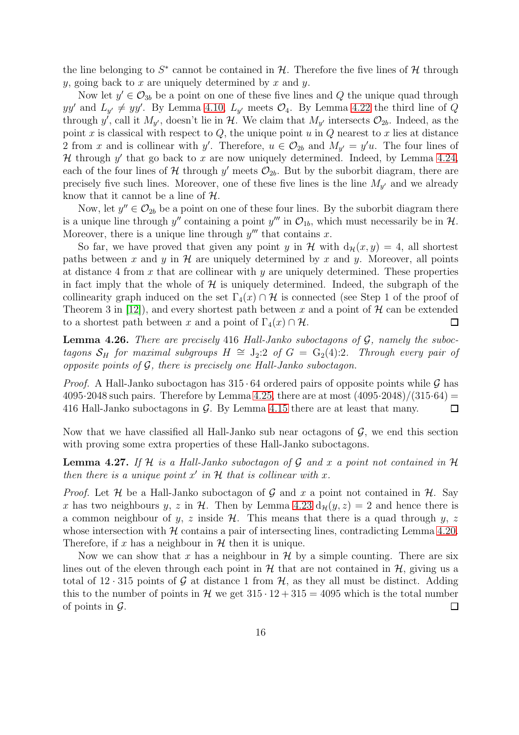the line belonging to $S^*$ cannot be contained in $\mathcal{H}$. Therefore the five lines of $\mathcal{H}$ through $y$, going back to $x$ are uniquely determined by $x$ and $y$.

Now let $y' \in \mathcal{O}_{3b}$ be a point on one of these five lines and $Q$ the unique quad through $yy'$ and $L_{y'} \neq yy'$. By Lemma 4.10, $L_{y'}$ meets $\mathcal{O}_4$. By Lemma 4.22 the third line of $Q$ through $y'$, call it $M_{y'}$, doesn't lie in $\mathcal{H}$. We claim that $M_{y'}$ intersects $\mathcal{O}_{2b}$. Indeed, as the point $x$ is classical with respect to $Q$, the unique point $u$ in $Q$ nearest to $x$ lies at distance 2 from $x$ and is collinear with $y'$. Therefore, $u \in \mathcal{O}_{2b}$ and $M_{y'} = y'u$. The four lines of $\mathcal{H}$ through $y'$ that go back to $x$ are now uniquely determined. Indeed, by Lemma 4.24, each of the four lines of $\mathcal{H}$ through $y'$ meets $\mathcal{O}_{2b}$. But by the suborbit diagram, there are precisely five such lines. Moreover, one of these five lines is the line $M_{y'}$ and we already know that it cannot be a line of $\mathcal{H}$.

Now, let $y'' \in \mathcal{O}_{2b}$ be a point on one of these four lines. By the suborbit diagram there is a unique line through $y''$ containing a point $y'''$ in $\mathcal{O}_{1b}$, which must necessarily be in $\mathcal{H}$. Moreover, there is a unique line through $y'''$ that contains $x$.

So far, we have proved that given any point $y$ in $\mathcal{H}$ with $\mathrm{d}_{\mathcal{H}}(x, y) = 4$, all shortest paths between $x$ and $y$ in $\mathcal{H}$ are uniquely determined by $x$ and $y$. Moreover, all points at distance 4 from $x$ that are collinear with $y$ are uniquely determined. These properties in fact imply that the whole of $\mathcal{H}$ is uniquely determined. Indeed, the subgraph of the collinearity graph induced on the set $\Gamma_4(x) \cap \mathcal{H}$ is connected (see Step 1 of the proof of Theorem 3 in [12]), and every shortest path between $x$ and a point of $\mathcal{H}$ can be extended to a shortest path between $x$ and a point of $\Gamma_4(x) \cap \mathcal{H}$. $\square$

**Lemma 4.26.** *There are precisely* 416 *Hall-Janko suboctagons of* $\mathcal{G}$*, namely the suboctagons* $\mathcal{S}_H$ *for maximal subgroups* $H \cong \mathrm{J}_2{:}2$ *of* $G = \mathrm{G}_2(4){:}2$*. Through every pair of opposite points of* $\mathcal{G}$*, there is precisely one Hall-Janko suboctagon.*

*Proof.* A Hall-Janko suboctagon has $315 \cdot 64$ ordered pairs of opposite points while $\mathcal{G}$ has $4095 \cdot 2048$ such pairs. Therefore by Lemma 4.25, there are at most $(4095 \cdot 2048)/(315 \cdot 64) = 416$ Hall-Janko suboctagons in $\mathcal{G}$. By Lemma 4.15 there are at least that many. $\square$

Now that we have classified all Hall-Janko sub near octagons of $\mathcal{G}$, we end this section with proving some extra properties of these Hall-Janko suboctagons.

**Lemma 4.27.** *If* $\mathcal{H}$ *is a Hall-Janko suboctagon of* $\mathcal{G}$ *and* $x$ *a point not contained in* $\mathcal{H}$ *then there is a unique point* $x'$ *in* $\mathcal{H}$ *that is collinear with* $x$*.*

*Proof.* Let $\mathcal{H}$ be a Hall-Janko suboctagon of $\mathcal{G}$ and $x$ a point not contained in $\mathcal{H}$. Say $x$ has two neighbours $y$, $z$ in $\mathcal{H}$. Then by Lemma 4.23 $\mathrm{d}_{\mathcal{H}}(y, z) = 2$ and hence there is a common neighbour of $y$, $z$ inside $\mathcal{H}$. This means that there is a quad through $y$, $z$ whose intersection with $\mathcal{H}$ contains a pair of intersecting lines, contradicting Lemma 4.20. Therefore, if $x$ has a neighbour in $\mathcal{H}$ then it is unique.

Now we can show that $x$ has a neighbour in $\mathcal{H}$ by a simple counting. There are six lines out of the eleven through each point in $\mathcal{H}$ that are not contained in $\mathcal{H}$, giving us a total of $12 \cdot 315$ points of $\mathcal{G}$ at distance 1 from $\mathcal{H}$, as they all must be distinct. Adding this to the number of points in $\mathcal{H}$ we get $315 \cdot 12 + 315 = 4095$ which is the total number of points in $\mathcal{G}$. $\square$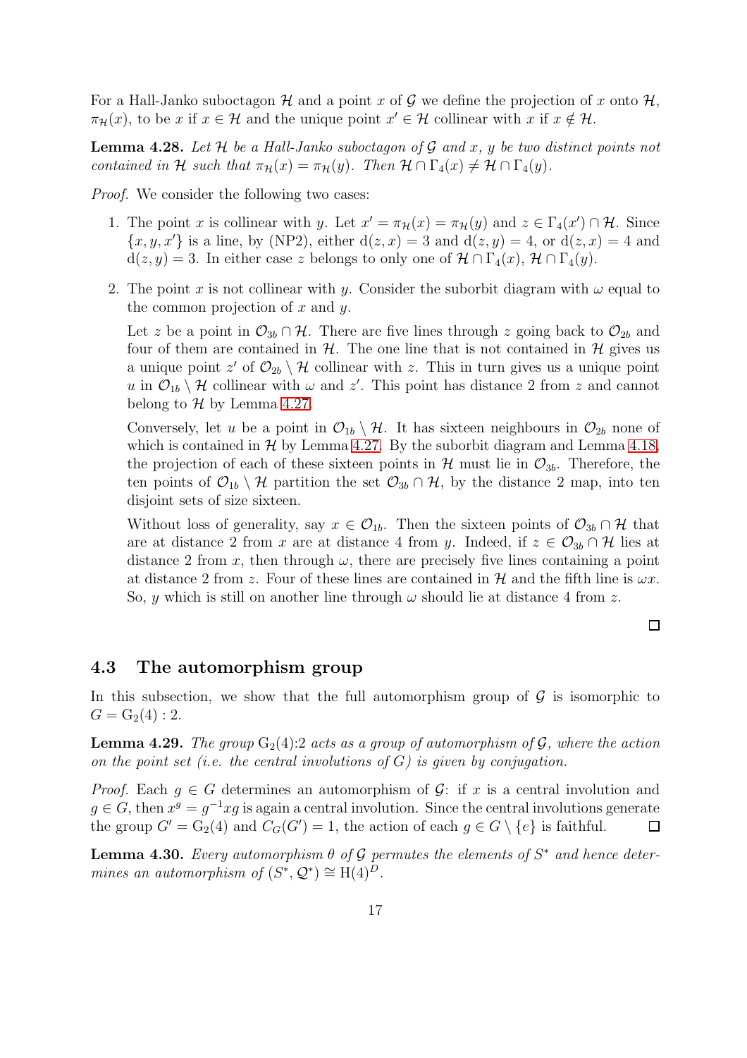For a Hall-Janko suboctagon $\mathcal{H}$ and a point $x$ of $\mathcal{G}$ we define the projection of $x$ onto $\mathcal{H}$, $\pi_{\mathcal{H}}(x)$, to be $x$ if $x \in \mathcal{H}$ and the unique point $x' \in \mathcal{H}$ collinear with $x$ if $x \notin \mathcal{H}$.

**Lemma 4.28.** *Let $\mathcal{H}$ be a Hall-Janko suboctagon of $\mathcal{G}$ and $x$, $y$ be two distinct points not contained in $\mathcal{H}$ such that $\pi_{\mathcal{H}}(x) = \pi_{\mathcal{H}}(y)$. Then $\mathcal{H} \cap \Gamma_4(x) \neq \mathcal{H} \cap \Gamma_4(y)$.*

*Proof.* We consider the following two cases:

1. The point $x$ is collinear with $y$. Let $x' = \pi_{\mathcal{H}}(x) = \pi_{\mathcal{H}}(y)$ and $z \in \Gamma_4(x') \cap \mathcal{H}$. Since $\{x, y, x'\}$ is a line, by (NP2), either $\mathrm{d}(z, x) = 3$ and $\mathrm{d}(z, y) = 4$, or $\mathrm{d}(z, x) = 4$ and $\mathrm{d}(z, y) = 3$. In either case $z$ belongs to only one of $\mathcal{H} \cap \Gamma_4(x)$, $\mathcal{H} \cap \Gamma_4(y)$.

2. The point $x$ is not collinear with $y$. Consider the suborbit diagram with $\omega$ equal to the common projection of $x$ and $y$.

   Let $z$ be a point in $\mathcal{O}_{3b} \cap \mathcal{H}$. There are five lines through $z$ going back to $\mathcal{O}_{2b}$ and four of them are contained in $\mathcal{H}$. The one line that is not contained in $\mathcal{H}$ gives us a unique point $z'$ of $\mathcal{O}_{2b} \setminus \mathcal{H}$ collinear with $z$. This in turn gives us a unique point $u$ in $\mathcal{O}_{1b} \setminus \mathcal{H}$ collinear with $\omega$ and $z'$. This point has distance 2 from $z$ and cannot belong to $\mathcal{H}$ by Lemma 4.27.

   Conversely, let $u$ be a point in $\mathcal{O}_{1b} \setminus \mathcal{H}$. It has sixteen neighbours in $\mathcal{O}_{2b}$ none of which is contained in $\mathcal{H}$ by Lemma 4.27. By the suborbit diagram and Lemma 4.18, the projection of each of these sixteen points in $\mathcal{H}$ must lie in $\mathcal{O}_{3b}$. Therefore, the ten points of $\mathcal{O}_{1b} \setminus \mathcal{H}$ partition the set $\mathcal{O}_{3b} \cap \mathcal{H}$, by the distance 2 map, into ten disjoint sets of size sixteen.

   Without loss of generality, say $x \in \mathcal{O}_{1b}$. Then the sixteen points of $\mathcal{O}_{3b} \cap \mathcal{H}$ that are at distance 2 from $x$ are at distance 4 from $y$. Indeed, if $z \in \mathcal{O}_{3b} \cap \mathcal{H}$ lies at distance 2 from $x$, then through $\omega$, there are precisely five lines containing a point at distance 2 from $z$. Four of these lines are contained in $\mathcal{H}$ and the fifth line is $\omega x$. So, $y$ which is still on another line through $\omega$ should lie at distance 4 from $z$.

$\square$

## 4.3 The automorphism group

In this subsection, we show that the full automorphism group of $\mathcal{G}$ is isomorphic to $G = \mathrm{G}_2(4) : 2$.

**Lemma 4.29.** *The group $\mathrm{G}_2(4){:}2$ acts as a group of automorphism of $\mathcal{G}$, where the action on the point set (i.e. the central involutions of $G$) is given by conjugation.*

*Proof.* Each $g \in G$ determines an automorphism of $\mathcal{G}$: if $x$ is a central involution and $g \in G$, then $x^g = g^{-1}xg$ is again a central involution. Since the central involutions generate the group $G' = \mathrm{G}_2(4)$ and $C_G(G') = 1$, the action of each $g \in G \setminus \{e\}$ is faithful. $\square$

**Lemma 4.30.** *Every automorphism $\theta$ of $\mathcal{G}$ permutes the elements of $S^*$ and hence determines an automorphism of $(S^*, \mathcal{Q}^*) \cong \mathrm{H}(4)^D$.*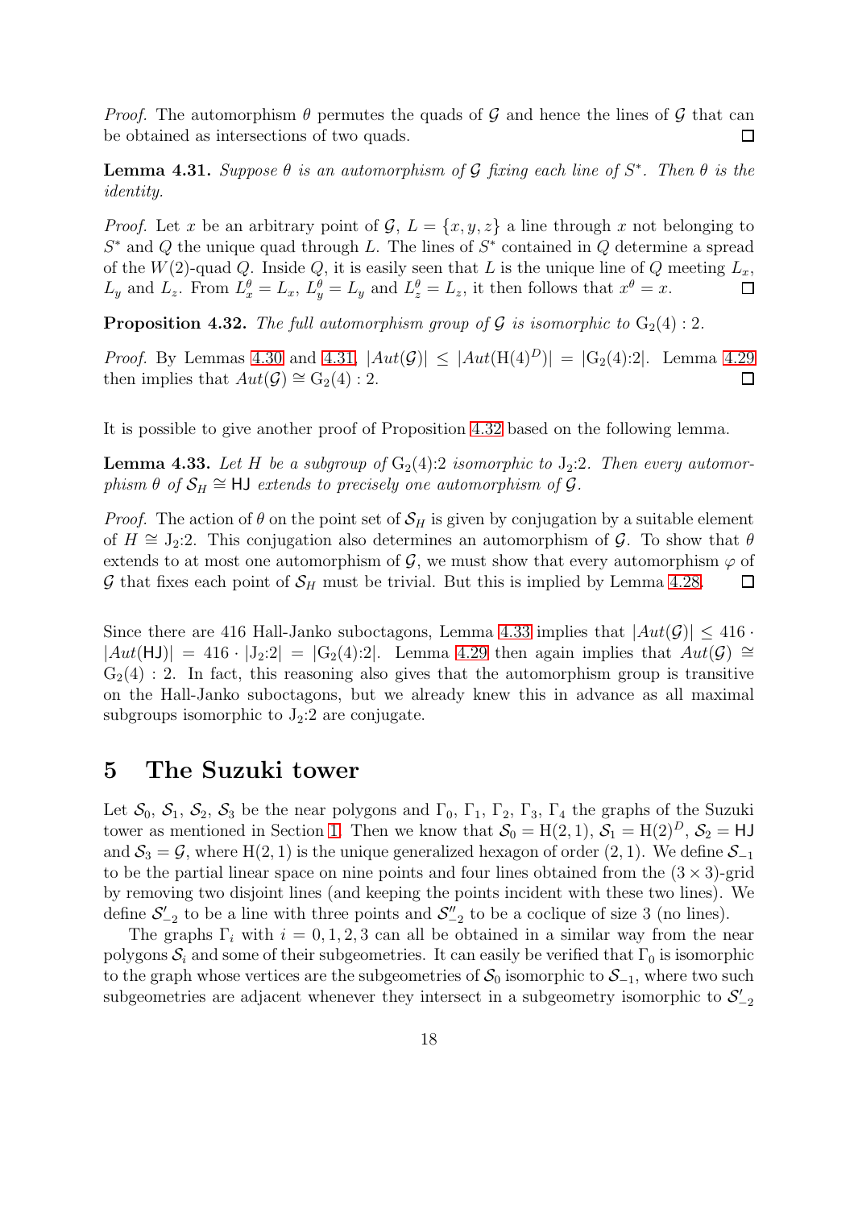*Proof.* The automorphism $\theta$ permutes the quads of $\mathcal{G}$ and hence the lines of $\mathcal{G}$ that can be obtained as intersections of two quads. $\square$

**Lemma 4.31.** *Suppose $\theta$ is an automorphism of $\mathcal{G}$ fixing each line of $S^*$. Then $\theta$ is the identity.*

*Proof.* Let $x$ be an arbitrary point of $\mathcal{G}$, $L = \{x, y, z\}$ a line through $x$ not belonging to $S^*$ and $Q$ the unique quad through $L$. The lines of $S^*$ contained in $Q$ determine a spread of the $W(2)$-quad $Q$. Inside $Q$, it is easily seen that $L$ is the unique line of $Q$ meeting $L_x$, $L_y$ and $L_z$. From $L_x^\theta = L_x$, $L_y^\theta = L_y$ and $L_z^\theta = L_z$, it then follows that $x^\theta = x$. $\square$

**Proposition 4.32.** *The full automorphism group of $\mathcal{G}$ is isomorphic to $\mathrm{G}_2(4) : 2$.*

*Proof.* By Lemmas 4.30 and 4.31, $|Aut(\mathcal{G})| \leq |Aut(\mathrm{H}(4)^D)| = |\mathrm{G}_2(4){:}2|$. Lemma 4.29 then implies that $Aut(\mathcal{G}) \cong \mathrm{G}_2(4) : 2$. $\square$

It is possible to give another proof of Proposition 4.32 based on the following lemma.

**Lemma 4.33.** *Let $H$ be a subgroup of $\mathrm{G}_2(4){:}2$ isomorphic to $\mathrm{J}_2{:}2$. Then every automorphism $\theta$ of $\mathcal{S}_H \cong \mathsf{HJ}$ extends to precisely one automorphism of $\mathcal{G}$.*

*Proof.* The action of $\theta$ on the point set of $\mathcal{S}_H$ is given by conjugation by a suitable element of $H \cong \mathrm{J}_2{:}2$. This conjugation also determines an automorphism of $\mathcal{G}$. To show that $\theta$ extends to at most one automorphism of $\mathcal{G}$, we must show that every automorphism $\varphi$ of $\mathcal{G}$ that fixes each point of $\mathcal{S}_H$ must be trivial. But this is implied by Lemma 4.28. $\square$

Since there are 416 Hall-Janko suboctagons, Lemma 4.33 implies that $|Aut(\mathcal{G})| \leq 416 \cdot |Aut(\mathsf{HJ})| = 416 \cdot |\mathrm{J}_2{:}2| = |\mathrm{G}_2(4){:}2|$. Lemma 4.29 then again implies that $Aut(\mathcal{G}) \cong \mathrm{G}_2(4) : 2$. In fact, this reasoning also gives that the automorphism group is transitive on the Hall-Janko suboctagons, but we already knew this in advance as all maximal subgroups isomorphic to $\mathrm{J}_2{:}2$ are conjugate.

# 5 The Suzuki tower

Let $\mathcal{S}_0$, $\mathcal{S}_1$, $\mathcal{S}_2$, $\mathcal{S}_3$ be the near polygons and $\Gamma_0$, $\Gamma_1$, $\Gamma_2$, $\Gamma_3$, $\Gamma_4$ the graphs of the Suzuki tower as mentioned in Section 1. Then we know that $\mathcal{S}_0 = \mathrm{H}(2,1)$, $\mathcal{S}_1 = \mathrm{H}(2)^D$, $\mathcal{S}_2 = \mathsf{HJ}$ and $\mathcal{S}_3 = \mathcal{G}$, where $\mathrm{H}(2,1)$ is the unique generalized hexagon of order $(2,1)$. We define $\mathcal{S}_{-1}$ to be the partial linear space on nine points and four lines obtained from the $(3 \times 3)$-grid by removing two disjoint lines (and keeping the points incident with these two lines). We define $\mathcal{S}'_{-2}$ to be a line with three points and $\mathcal{S}''_{-2}$ to be a coclique of size 3 (no lines).

The graphs $\Gamma_i$ with $i = 0, 1, 2, 3$ can all be obtained in a similar way from the near polygons $\mathcal{S}_i$ and some of their subgeometries. It can easily be verified that $\Gamma_0$ is isomorphic to the graph whose vertices are the subgeometries of $\mathcal{S}_0$ isomorphic to $\mathcal{S}_{-1}$, where two such subgeometries are adjacent whenever they intersect in a subgeometry isomorphic to $\mathcal{S}'_{-2}$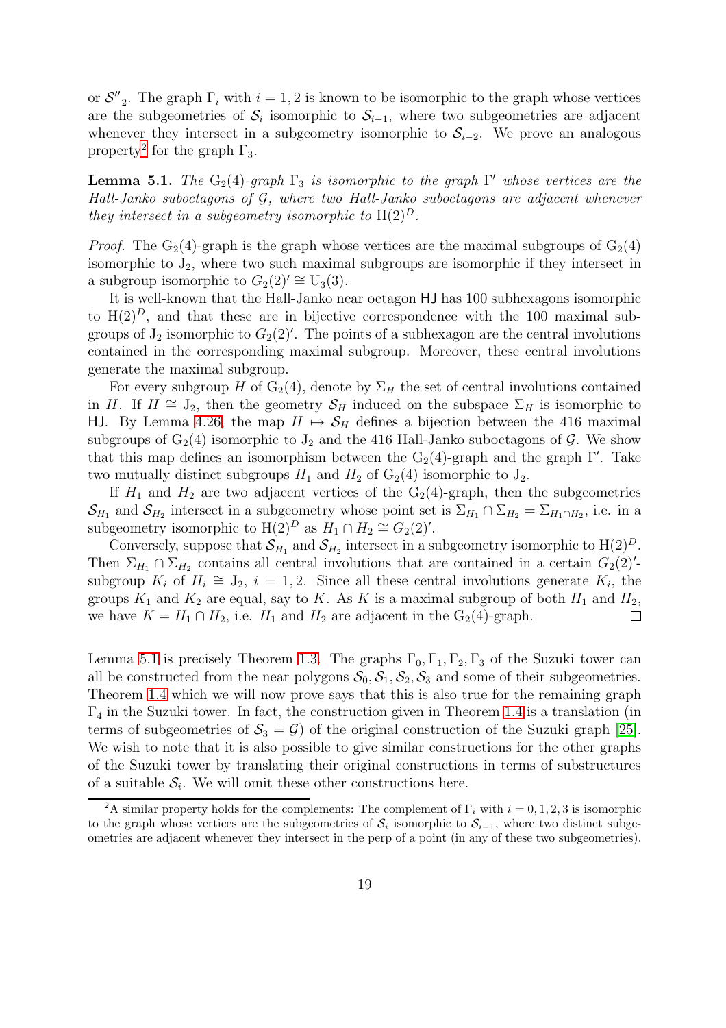or $\mathcal{S}''_{-2}$. The graph $\Gamma_i$ with $i = 1, 2$ is known to be isomorphic to the graph whose vertices are the subgeometries of $\mathcal{S}_i$ isomorphic to $\mathcal{S}_{i-1}$, where two subgeometries are adjacent whenever they intersect in a subgeometry isomorphic to $\mathcal{S}_{i-2}$. We prove an analogous property[2] for the graph $\Gamma_3$.

**Lemma 5.1.** *The* $\mathrm{G}_2(4)$*-graph* $\Gamma_3$ *is isomorphic to the graph* $\Gamma'$ *whose vertices are the Hall-Janko suboctagons of* $\mathcal{G}$*, where two Hall-Janko suboctagons are adjacent whenever they intersect in a subgeometry isomorphic to* $\mathrm{H}(2)^D$*.*

*Proof.* The $\mathrm{G}_2(4)$-graph is the graph whose vertices are the maximal subgroups of $\mathrm{G}_2(4)$ isomorphic to $\mathrm{J}_2$, where two such maximal subgroups are isomorphic if they intersect in a subgroup isomorphic to $G_2(2)' \cong \mathrm{U}_3(3)$.

It is well-known that the Hall-Janko near octagon $\mathsf{HJ}$ has 100 subhexagons isomorphic to $\mathrm{H}(2)^D$, and that these are in bijective correspondence with the 100 maximal subgroups of $\mathrm{J}_2$ isomorphic to $G_2(2)'$. The points of a subhexagon are the central involutions contained in the corresponding maximal subgroup. Moreover, these central involutions generate the maximal subgroup.

For every subgroup $H$ of $\mathrm{G}_2(4)$, denote by $\Sigma_H$ the set of central involutions contained in $H$. If $H \cong \mathrm{J}_2$, then the geometry $\mathcal{S}_H$ induced on the subspace $\Sigma_H$ is isomorphic to $\mathsf{HJ}$. By Lemma 4.26, the map $H \mapsto \mathcal{S}_H$ defines a bijection between the 416 maximal subgroups of $\mathrm{G}_2(4)$ isomorphic to $\mathrm{J}_2$ and the 416 Hall-Janko suboctagons of $\mathcal{G}$. We show that this map defines an isomorphism between the $\mathrm{G}_2(4)$-graph and the graph $\Gamma'$. Take two mutually distinct subgroups $H_1$ and $H_2$ of $\mathrm{G}_2(4)$ isomorphic to $\mathrm{J}_2$.

If $H_1$ and $H_2$ are two adjacent vertices of the $\mathrm{G}_2(4)$-graph, then the subgeometries $\mathcal{S}_{H_1}$ and $\mathcal{S}_{H_2}$ intersect in a subgeometry whose point set is $\Sigma_{H_1} \cap \Sigma_{H_2} = \Sigma_{H_1 \cap H_2}$, i.e. in a subgeometry isomorphic to $\mathrm{H}(2)^D$ as $H_1 \cap H_2 \cong G_2(2)'$.

Conversely, suppose that $\mathcal{S}_{H_1}$ and $\mathcal{S}_{H_2}$ intersect in a subgeometry isomorphic to $\mathrm{H}(2)^D$. Then $\Sigma_{H_1} \cap \Sigma_{H_2}$ contains all central involutions that are contained in a certain $G_2(2)'$-subgroup $K_i$ of $H_i \cong \mathrm{J}_2$, $i = 1, 2$. Since all these central involutions generate $K_i$, the groups $K_1$ and $K_2$ are equal, say to $K$. As $K$ is a maximal subgroup of both $H_1$ and $H_2$, we have $K = H_1 \cap H_2$, i.e. $H_1$ and $H_2$ are adjacent in the $\mathrm{G}_2(4)$-graph. $\square$

Lemma 5.1 is precisely Theorem 1.3. The graphs $\Gamma_0, \Gamma_1, \Gamma_2, \Gamma_3$ of the Suzuki tower can all be constructed from the near polygons $\mathcal{S}_0, \mathcal{S}_1, \mathcal{S}_2, \mathcal{S}_3$ and some of their subgeometries. Theorem 1.4 which we will now prove says that this is also true for the remaining graph $\Gamma_4$ in the Suzuki tower. In fact, the construction given in Theorem 1.4 is a translation (in terms of subgeometries of $\mathcal{S}_3 = \mathcal{G}$) of the original construction of the Suzuki graph [25]. We wish to note that it is also possible to give similar constructions for the other graphs of the Suzuki tower by translating their original constructions in terms of substructures of a suitable $\mathcal{S}_i$. We will omit these other constructions here.

[2] A similar property holds for the complements: The complement of $\Gamma_i$ with $i = 0, 1, 2, 3$ is isomorphic to the graph whose vertices are the subgeometries of $\mathcal{S}_i$ isomorphic to $\mathcal{S}_{i-1}$, where two distinct subgeometries are adjacent whenever they intersect in the perp of a point (in any of these two subgeometries).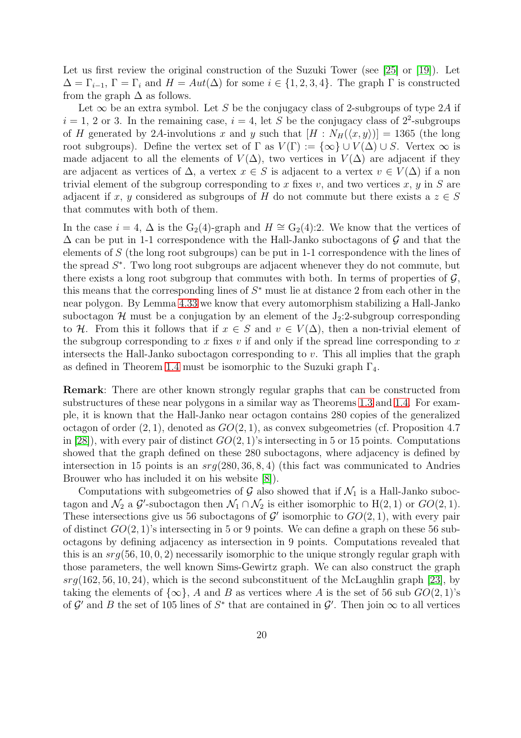Let us first review the original construction of the Suzuki Tower (see [25] or [19]). Let $\Delta = \Gamma_{i-1}$, $\Gamma = \Gamma_i$ and $H = Aut(\Delta)$ for some $i \in \{1, 2, 3, 4\}$. The graph $\Gamma$ is constructed from the graph $\Delta$ as follows.

Let $\infty$ be an extra symbol. Let $S$ be the conjugacy class of 2-subgroups of type $2A$ if $i = 1$, 2 or 3. In the remaining case, $i = 4$, let $S$ be the conjugacy class of $2^2$-subgroups of $H$ generated by $2A$-involutions $x$ and $y$ such that $[H : N_H(\langle x, y\rangle)] = 1365$ (the long root subgroups). Define the vertex set of $\Gamma$ as $V(\Gamma) := \{\infty\} \cup V(\Delta) \cup S$. Vertex $\infty$ is made adjacent to all the elements of $V(\Delta)$, two vertices in $V(\Delta)$ are adjacent if they are adjacent as vertices of $\Delta$, a vertex $x \in S$ is adjacent to a vertex $v \in V(\Delta)$ if a non trivial element of the subgroup corresponding to $x$ fixes $v$, and two vertices $x$, $y$ in $S$ are adjacent if $x$, $y$ considered as subgroups of $H$ do not commute but there exists a $z \in S$ that commutes with both of them.

In the case $i = 4$, $\Delta$ is the $G_2(4)$-graph and $H \cong G_2(4){:}2$. We know that the vertices of $\Delta$ can be put in 1-1 correspondence with the Hall-Janko suboctagons of $\mathcal{G}$ and that the elements of $S$ (the long root subgroups) can be put in 1-1 correspondence with the lines of the spread $S^*$. Two long root subgroups are adjacent whenever they do not commute, but there exists a long root subgroup that commutes with both. In terms of properties of $\mathcal{G}$, this means that the corresponding lines of $S^*$ must lie at distance 2 from each other in the near polygon. By Lemma 4.33 we know that every automorphism stabilizing a Hall-Janko suboctagon $\mathcal{H}$ must be a conjugation by an element of the $J_2{:}2$-subgroup corresponding to $\mathcal{H}$. From this it follows that if $x \in S$ and $v \in V(\Delta)$, then a non-trivial element of the subgroup corresponding to $x$ fixes $v$ if and only if the spread line corresponding to $x$ intersects the Hall-Janko suboctagon corresponding to $v$. This all implies that the graph as defined in Theorem 1.4 must be isomorphic to the Suzuki graph $\Gamma_4$.

**Remark**: There are other known strongly regular graphs that can be constructed from substructures of these near polygons in a similar way as Theorems 1.3 and 1.4. For example, it is known that the Hall-Janko near octagon contains 280 copies of the generalized octagon of order $(2, 1)$, denoted as $GO(2, 1)$, as convex subgeometries (cf. Proposition 4.7 in [28]), with every pair of distinct $GO(2, 1)$'s intersecting in 5 or 15 points. Computations showed that the graph defined on these 280 suboctagons, where adjacency is defined by intersection in 15 points is an $srg(280, 36, 8, 4)$ (this fact was communicated to Andries Brouwer who has included it on his website [8]).

Computations with subgeometries of $\mathcal{G}$ also showed that if $\mathcal{N}_1$ is a Hall-Janko suboctagon and $\mathcal{N}_2$ a $\mathcal{G}'$-suboctagon then $\mathcal{N}_1 \cap \mathcal{N}_2$ is either isomorphic to $H(2, 1)$ or $GO(2, 1)$. These intersections give us 56 suboctagons of $\mathcal{G}'$ isomorphic to $GO(2, 1)$, with every pair of distinct $GO(2, 1)$'s intersecting in 5 or 9 points. We can define a graph on these 56 suboctagons by defining adjacency necessarily as intersection in 9 points. Computations revealed that this is an $srg(56, 10, 0, 2)$ necessarily isomorphic to the unique strongly regular graph with those parameters, the well known Sims-Gewirtz graph. We can also construct the graph $srg(162, 56, 10, 24)$, which is the second subconstituent of the McLaughlin graph [23], by taking the elements of $\{\infty\}$, $A$ and $B$ as vertices where $A$ is the set of 56 sub $GO(2, 1)$'s of $\mathcal{G}'$ and $B$ the set of 105 lines of $S^*$ that are contained in $\mathcal{G}'$. Then join $\infty$ to all vertices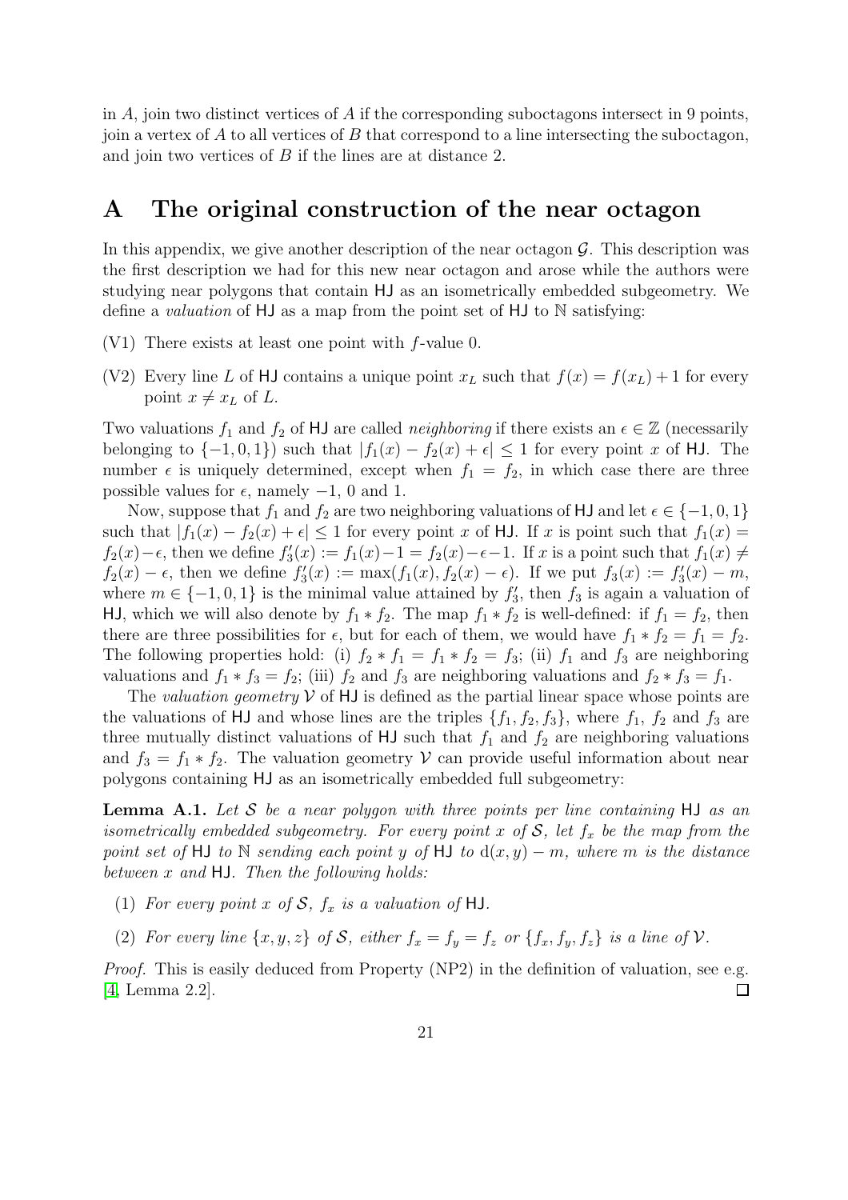in $A$, join two distinct vertices of $A$ if the corresponding suboctagons intersect in 9 points, join a vertex of $A$ to all vertices of $B$ that correspond to a line intersecting the suboctagon, and join two vertices of $B$ if the lines are at distance 2.

# A The original construction of the near octagon

In this appendix, we give another description of the near octagon $\mathcal{G}$. This description was the first description we had for this new near octagon and arose while the authors were studying near polygons that contain $\mathsf{HJ}$ as an isometrically embedded subgeometry. We define a *valuation* of $\mathsf{HJ}$ as a map from the point set of $\mathsf{HJ}$ to $\mathbb{N}$ satisfying:

(V1) There exists at least one point with $f$-value 0.

(V2) Every line $L$ of $\mathsf{HJ}$ contains a unique point $x_L$ such that $f(x) = f(x_L) + 1$ for every point $x \neq x_L$ of $L$.

Two valuations $f_1$ and $f_2$ of $\mathsf{HJ}$ are called *neighboring* if there exists an $\epsilon \in \mathbb{Z}$ (necessarily belonging to $\{-1, 0, 1\}$) such that $|f_1(x) - f_2(x) + \epsilon| \leq 1$ for every point $x$ of $\mathsf{HJ}$. The number $\epsilon$ is uniquely determined, except when $f_1 = f_2$, in which case there are three possible values for $\epsilon$, namely $-1$, 0 and 1.

Now, suppose that $f_1$ and $f_2$ are two neighboring valuations of $\mathsf{HJ}$ and let $\epsilon \in \{-1, 0, 1\}$ such that $|f_1(x) - f_2(x) + \epsilon| \leq 1$ for every point $x$ of $\mathsf{HJ}$. If $x$ is point such that $f_1(x) = f_2(x) - \epsilon$, then we define $f_3'(x) := f_1(x) - 1 = f_2(x) - \epsilon - 1$. If $x$ is a point such that $f_1(x) \neq f_2(x) - \epsilon$, then we define $f_3'(x) := \max(f_1(x), f_2(x) - \epsilon)$. If we put $f_3(x) := f_3'(x) - m$, where $m \in \{-1, 0, 1\}$ is the minimal value attained by $f_3'$, then $f_3$ is again a valuation of $\mathsf{HJ}$, which we will also denote by $f_1 * f_2$. The map $f_1 * f_2$ is well-defined: if $f_1 = f_2$, then there are three possibilities for $\epsilon$, but for each of them, we would have $f_1 * f_2 = f_1 = f_2$. The following properties hold: (i) $f_2 * f_1 = f_1 * f_2 = f_3$; (ii) $f_1$ and $f_3$ are neighboring valuations and $f_1 * f_3 = f_2$; (iii) $f_2$ and $f_3$ are neighboring valuations and $f_2 * f_3 = f_1$.

The *valuation geometry* $\mathcal{V}$ of $\mathsf{HJ}$ is defined as the partial linear space whose points are the valuations of $\mathsf{HJ}$ and whose lines are the triples $\{f_1, f_2, f_3\}$, where $f_1$, $f_2$ and $f_3$ are three mutually distinct valuations of $\mathsf{HJ}$ such that $f_1$ and $f_2$ are neighboring valuations and $f_3 = f_1 * f_2$. The valuation geometry $\mathcal{V}$ can provide useful information about near polygons containing $\mathsf{HJ}$ as an isometrically embedded full subgeometry:

**Lemma A.1.** *Let $\mathcal{S}$ be a near polygon with three points per line containing $\mathsf{HJ}$ as an isometrically embedded subgeometry. For every point $x$ of $\mathcal{S}$, let $f_x$ be the map from the point set of $\mathsf{HJ}$ to $\mathbb{N}$ sending each point $y$ of $\mathsf{HJ}$ to $\mathrm{d}(x, y) - m$, where $m$ is the distance between $x$ and $\mathsf{HJ}$. Then the following holds:*

(1) *For every point $x$ of $\mathcal{S}$, $f_x$ is a valuation of $\mathsf{HJ}$.*

(2) *For every line $\{x, y, z\}$ of $\mathcal{S}$, either $f_x = f_y = f_z$ or $\{f_x, f_y, f_z\}$ is a line of $\mathcal{V}$.*

*Proof.* This is easily deduced from Property (NP2) in the definition of valuation, see e.g. [4, Lemma 2.2]. $\square$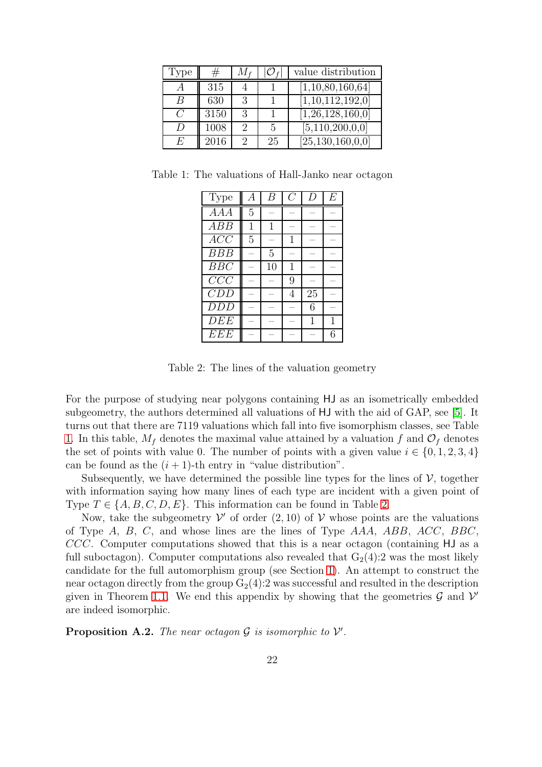| Type | # | $M_f$ | $\|\mathcal{O}_f\|$ | value distribution |
|---|---|---|---|---|
| $A$ | 315 | 4 | 1 | [1,10,80,160,64] |
| $B$ | 630 | 3 | 1 | [1,10,112,192,0] |
| $C$ | 3150 | 3 | 1 | [1,26,128,160,0] |
| $D$ | 1008 | 2 | 5 | [5,110,200,0,0] |
| $E$ | 2016 | 2 | 25 | [25,130,160,0,0] |

Table 1: The valuations of Hall-Janko near octagon

| Type | $A$ | $B$ | $C$ | $D$ | $E$ |
|---|---|---|---|---|---|
| $AAA$ | 5 | – | – | – | – |
| $ABB$ | 1 | 1 | – | – | – |
| $ACC$ | 5 | – | 1 | – | – |
| $BBB$ | – | 5 | – | – | – |
| $BBC$ | – | 10 | 1 | – | – |
| $CCC$ | – | – | 9 | – | – |
| $CDD$ | – | – | 4 | 25 | – |
| $DDD$ | – | – | – | 6 | – |
| $DEE$ | – | – | – | 1 | 1 |
| $EEE$ | – | – | – | – | 6 |

Table 2: The lines of the valuation geometry

For the purpose of studying near polygons containing HJ as an isometrically embedded subgeometry, the authors determined all valuations of HJ with the aid of GAP, see [5]. It turns out that there are 7119 valuations which fall into five isomorphism classes, see Table 1. In this table, $M_f$ denotes the maximal value attained by a valuation $f$ and $\mathcal{O}_f$ denotes the set of points with value 0. The number of points with a given value $i \in \{0, 1, 2, 3, 4\}$ can be found as the $(i + 1)$-th entry in "value distribution".

Subsequently, we have determined the possible line types for the lines of $\mathcal{V}$, together with information saying how many lines of each type are incident with a given point of Type $T \in \{A, B, C, D, E\}$. This information can be found in Table 2.

Now, take the subgeometry $\mathcal{V}'$ of order $(2, 10)$ of $\mathcal{V}$ whose points are the valuations of Type $A$, $B$, $C$, and whose lines are the lines of Type $AAA$, $ABB$, $ACC$, $BBC$, $CCC$. Computer computations showed that this is a near octagon (containing HJ as a full suboctagon). Computer computations also revealed that $\mathrm{G}_2(4){:}2$ was the most likely candidate for the full automorphism group (see Section 1). An attempt to construct the near octagon directly from the group $\mathrm{G}_2(4){:}2$ was successful and resulted in the description given in Theorem 1.1. We end this appendix by showing that the geometries $\mathcal{G}$ and $\mathcal{V}'$ are indeed isomorphic.

**Proposition A.2.** *The near octagon $\mathcal{G}$ is isomorphic to $\mathcal{V}'$.*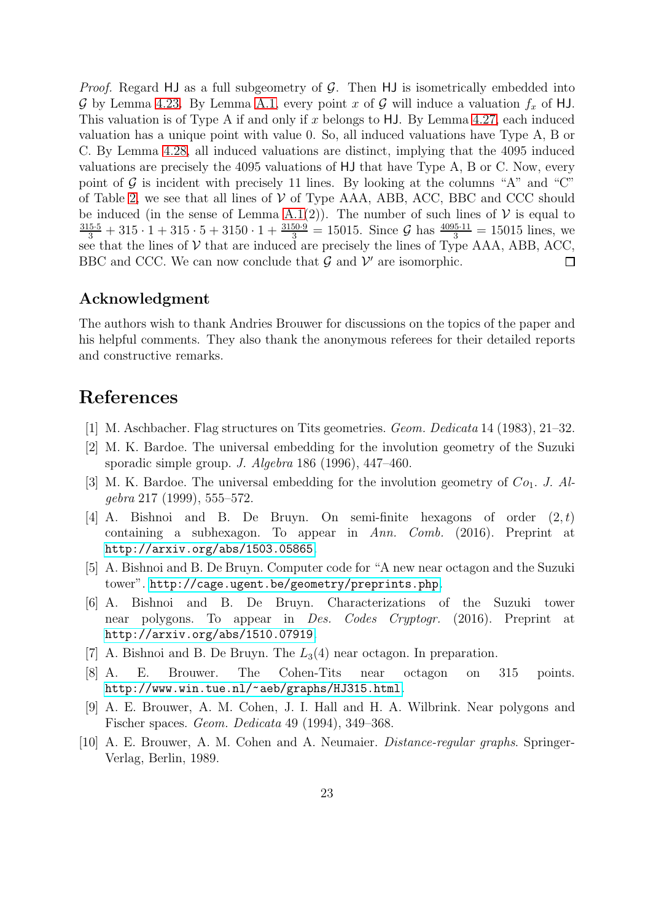*Proof.* Regard $\mathsf{HJ}$ as a full subgeometry of $\mathcal{G}$. Then $\mathsf{HJ}$ is isometrically embedded into $\mathcal{G}$ by Lemma 4.23. By Lemma A.1, every point $x$ of $\mathcal{G}$ will induce a valuation $f_x$ of $\mathsf{HJ}$. This valuation is of Type A if and only if $x$ belongs to $\mathsf{HJ}$. By Lemma 4.27, each induced valuation has a unique point with value 0. So, all induced valuations have Type A, B or C. By Lemma 4.28, all induced valuations are distinct, implying that the 4095 induced valuations are precisely the 4095 valuations of $\mathsf{HJ}$ that have Type A, B or C. Now, every point of $\mathcal{G}$ is incident with precisely 11 lines. By looking at the columns "A" and "C" of Table 2, we see that all lines of $\mathcal{V}$ of Type AAA, ABB, ACC, BBC and CCC should be induced (in the sense of Lemma A.1(2)). The number of such lines of $\mathcal{V}$ is equal to $\frac{315\cdot 5}{3} + 315\cdot 1 + 315\cdot 5 + 3150\cdot 1 + \frac{3150\cdot 9}{3} = 15015$. Since $\mathcal{G}$ has $\frac{4095\cdot 11}{3} = 15015$ lines, we see that the lines of $\mathcal{V}$ that are induced are precisely the lines of Type AAA, ABB, ACC, BBC and CCC. We can now conclude that $\mathcal{G}$ and $\mathcal{V}'$ are isomorphic. ◻

## Acknowledgment

The authors wish to thank Andries Brouwer for discussions on the topics of the paper and his helpful comments. They also thank the anonymous referees for their detailed reports and constructive remarks.

# References

[1] M. Aschbacher. Flag structures on Tits geometries. *Geom. Dedicata* 14 (1983), 21–32.

[2] M. K. Bardoe. The universal embedding for the involution geometry of the Suzuki sporadic simple group. *J. Algebra* 186 (1996), 447–460.

[3] M. K. Bardoe. The universal embedding for the involution geometry of $Co_1$. *J. Algebra* 217 (1999), 555–572.

[4] A. Bishnoi and B. De Bruyn. On semi-finite hexagons of order $(2, t)$ containing a subhexagon. To appear in *Ann. Comb.* (2016). Preprint at http://arxiv.org/abs/1503.05865.

[5] A. Bishnoi and B. De Bruyn. Computer code for "A new near octagon and the Suzuki tower". http://cage.ugent.be/geometry/preprints.php.

[6] A. Bishnoi and B. De Bruyn. Characterizations of the Suzuki tower near polygons. To appear in *Des. Codes Cryptogr.* (2016). Preprint at http://arxiv.org/abs/1510.07919.

[7] A. Bishnoi and B. De Bruyn. The $L_3(4)$ near octagon. In preparation.

[8] A. E. Brouwer. The Cohen-Tits near octagon on 315 points. http://www.win.tue.nl/~aeb/graphs/HJ315.html.

[9] A. E. Brouwer, A. M. Cohen, J. I. Hall and H. A. Wilbrink. Near polygons and Fischer spaces. *Geom. Dedicata* 49 (1994), 349–368.

[10] A. E. Brouwer, A. M. Cohen and A. Neumaier. *Distance-regular graphs.* Springer-Verlag, Berlin, 1989.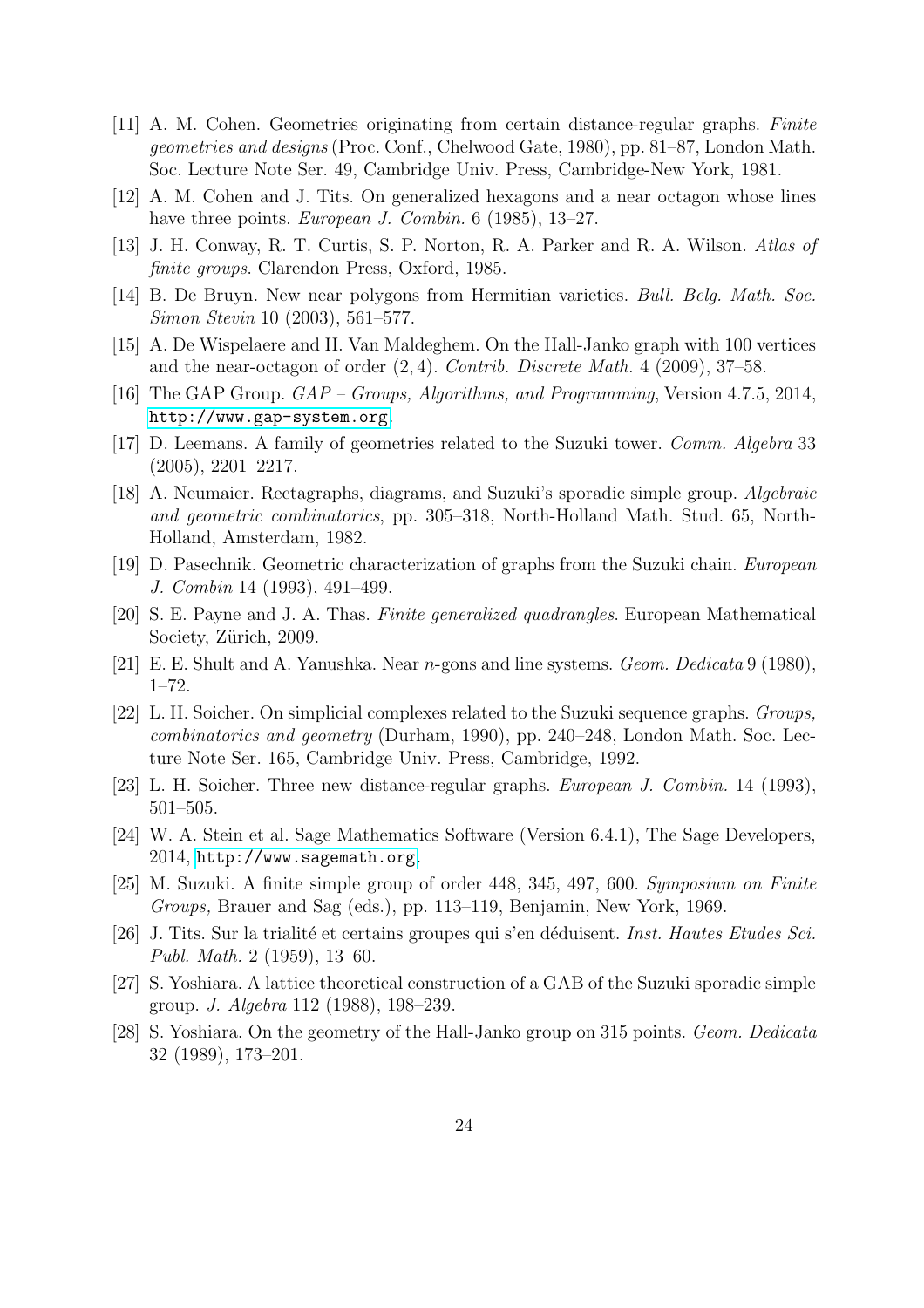[11] A. M. Cohen. Geometries originating from certain distance-regular graphs. *Finite geometries and designs* (Proc. Conf., Chelwood Gate, 1980), pp. 81–87, London Math. Soc. Lecture Note Ser. 49, Cambridge Univ. Press, Cambridge-New York, 1981.

[12] A. M. Cohen and J. Tits. On generalized hexagons and a near octagon whose lines have three points. *European J. Combin.* 6 (1985), 13–27.

[13] J. H. Conway, R. T. Curtis, S. P. Norton, R. A. Parker and R. A. Wilson. *Atlas of finite groups*. Clarendon Press, Oxford, 1985.

[14] B. De Bruyn. New near polygons from Hermitian varieties. *Bull. Belg. Math. Soc. Simon Stevin* 10 (2003), 561–577.

[15] A. De Wispelaere and H. Van Maldeghem. On the Hall-Janko graph with 100 vertices and the near-octagon of order $(2, 4)$. *Contrib. Discrete Math.* 4 (2009), 37–58.

[16] The GAP Group. *GAP – Groups, Algorithms, and Programming*, Version 4.7.5, 2014, http://www.gap-system.org.

[17] D. Leemans. A family of geometries related to the Suzuki tower. *Comm. Algebra* 33 (2005), 2201–2217.

[18] A. Neumaier. Rectagraphs, diagrams, and Suzuki's sporadic simple group. *Algebraic and geometric combinatorics*, pp. 305–318, North-Holland Math. Stud. 65, North-Holland, Amsterdam, 1982.

[19] D. Pasechnik. Geometric characterization of graphs from the Suzuki chain. *European J. Combin* 14 (1993), 491–499.

[20] S. E. Payne and J. A. Thas. *Finite generalized quadrangles*. European Mathematical Society, Zürich, 2009.

[21] E. E. Shult and A. Yanushka. Near $n$-gons and line systems. *Geom. Dedicata* 9 (1980), 1–72.

[22] L. H. Soicher. On simplicial complexes related to the Suzuki sequence graphs. *Groups, combinatorics and geometry* (Durham, 1990), pp. 240–248, London Math. Soc. Lecture Note Ser. 165, Cambridge Univ. Press, Cambridge, 1992.

[23] L. H. Soicher. Three new distance-regular graphs. *European J. Combin.* 14 (1993), 501–505.

[24] W. A. Stein et al. Sage Mathematics Software (Version 6.4.1), The Sage Developers, 2014, http://www.sagemath.org.

[25] M. Suzuki. A finite simple group of order 448, 345, 497, 600. *Symposium on Finite Groups,* Brauer and Sag (eds.), pp. 113–119, Benjamin, New York, 1969.

[26] J. Tits. Sur la trialité et certains groupes qui s'en déduisent. *Inst. Hautes Etudes Sci. Publ. Math.* 2 (1959), 13–60.

[27] S. Yoshiara. A lattice theoretical construction of a GAB of the Suzuki sporadic simple group. *J. Algebra* 112 (1988), 198–239.

[28] S. Yoshiara. On the geometry of the Hall-Janko group on 315 points. *Geom. Dedicata* 32 (1989), 173–201.